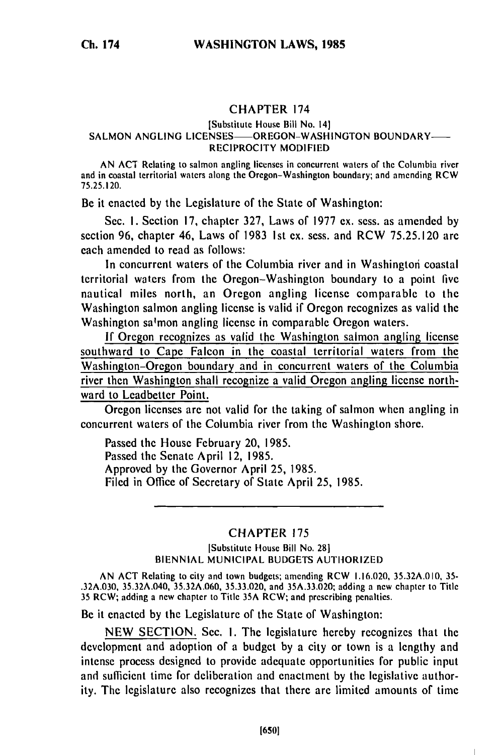## CHAPTER 174

[Substitute House Bill No. 14]

SALMON ANGLING LICENSES—OREGON-WASHINGTON BOUNDARY—RECIPROCITY MODIFIED

AN ACT Relating to salmon angling licenses in concurrent waters of the Columbia river and in coastal territorial waters along the Oregon-Washington boundary; and amending RCW 75.25.120.

Be it enacted by the Legislature of the State of Washington:

Sec. 1. Section 17, chapter 327, Laws of 1977 ex. sess. as amended by section 96, chapter 46, Laws of 1983 1st ex. sess. and RCW 75.25.120 are each amended to read as follows:

In concurrent waters of the Columbia river and in Washington coastal territorial waters from the Oregon-Washington boundary to a point five nautical miles north, an Oregon angling license comparable to the Washington salmon angling license is valid if Oregon recognizes as valid the Washington salmon angling license in comparable Oregon waters.

If Oregon recognizes as valid the Washington salmon angling license southward to Cape Falcon in the coastal territorial waters from the Washington-Oregon boundary and in concurrent waters of the Columbia river then Washington shall recognize a valid Oregon angling license northward to Leadbetter Point.

Oregon licenses are not valid for the taking of salmon when angling in concurrent waters of the Columbia river from the Washington shore.

Passed the House February 20, 1985.
Passed the Senate April 12, 1985.
Approved by the Governor April 25, 1985.
Filed in Office of Secretary of State April 25, 1985.

---

## CHAPTER 175

[Substitute House Bill No. 28]

BIENNIAL MUNICIPAL BUDGETS AUTHORIZED

AN ACT Relating to city and town budgets; amending RCW 1.16.020, 35.32A.010, 35-.32A.030, 35.32A.040, 35.32A.060, 35.33.020, and 35A.33.020; adding a new chapter to Title 35 RCW; adding a new chapter to Title 35A RCW; and prescribing penalties.

Be it enacted by the Legislature of the State of Washington:

NEW SECTION. Sec. 1. The legislature hereby recognizes that the development and adoption of a budget by a city or town is a lengthy and intense process designed to provide adequate opportunities for public input and sufficient time for deliberation and enactment by the legislative authority. The legislature also recognizes that there are limited amounts of time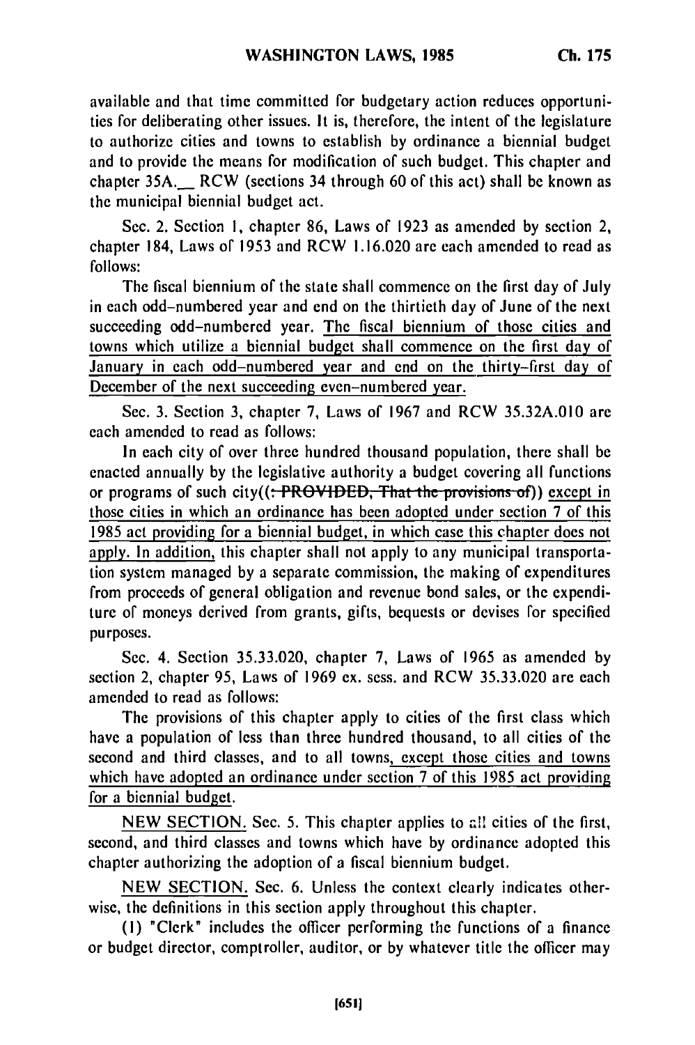available and that time committed for budgetary action reduces opportunities for deliberating other issues. It is, therefore, the intent of the legislature to authorize cities and towns to establish by ordinance a biennial budget and to provide the means for modification of such budget. This chapter and chapter 35A.__ RCW (sections 34 through 60 of this act) shall be known as the municipal biennial budget act.

Sec. 2. Section 1, chapter 86, Laws of 1923 as amended by section 2, chapter 184, Laws of 1953 and RCW 1.16.020 are each amended to read as follows:

The fiscal biennium of the state shall commence on the first day of July in each odd-numbered year and end on the thirtieth day of June of the next succeeding odd-numbered year. The fiscal biennium of those cities and towns which utilize a biennial budget shall commence on the first day of January in each odd-numbered year and end on the thirty-first day of December of the next succeeding even-numbered year.

Sec. 3. Section 3, chapter 7, Laws of 1967 and RCW 35.32A.010 are each amended to read as follows:

In each city of over three hundred thousand population, there shall be enacted annually by the legislative authority a budget covering all functions or programs of such city((: ~~PROVIDED, That the provisions of~~)) except in those cities in which an ordinance has been adopted under section 7 of this 1985 act providing for a biennial budget, in which case this chapter does not apply. In addition, this chapter shall not apply to any municipal transportation system managed by a separate commission, the making of expenditures from proceeds of general obligation and revenue bond sales, or the expenditure of moneys derived from grants, gifts, bequests or devises for specified purposes.

Sec. 4. Section 35.33.020, chapter 7, Laws of 1965 as amended by section 2, chapter 95, Laws of 1969 ex. sess. and RCW 35.33.020 are each amended to read as follows:

The provisions of this chapter apply to cities of the first class which have a population of less than three hundred thousand, to all cities of the second and third classes, and to all towns, except those cities and towns which have adopted an ordinance under section 7 of this 1985 act providing for a biennial budget.

NEW SECTION. Sec. 5. This chapter applies to all cities of the first, second, and third classes and towns which have by ordinance adopted this chapter authorizing the adoption of a fiscal biennium budget.

NEW SECTION. Sec. 6. Unless the context clearly indicates otherwise, the definitions in this section apply throughout this chapter.

(1) "Clerk" includes the officer performing the functions of a finance or budget director, comptroller, auditor, or by whatever title the officer may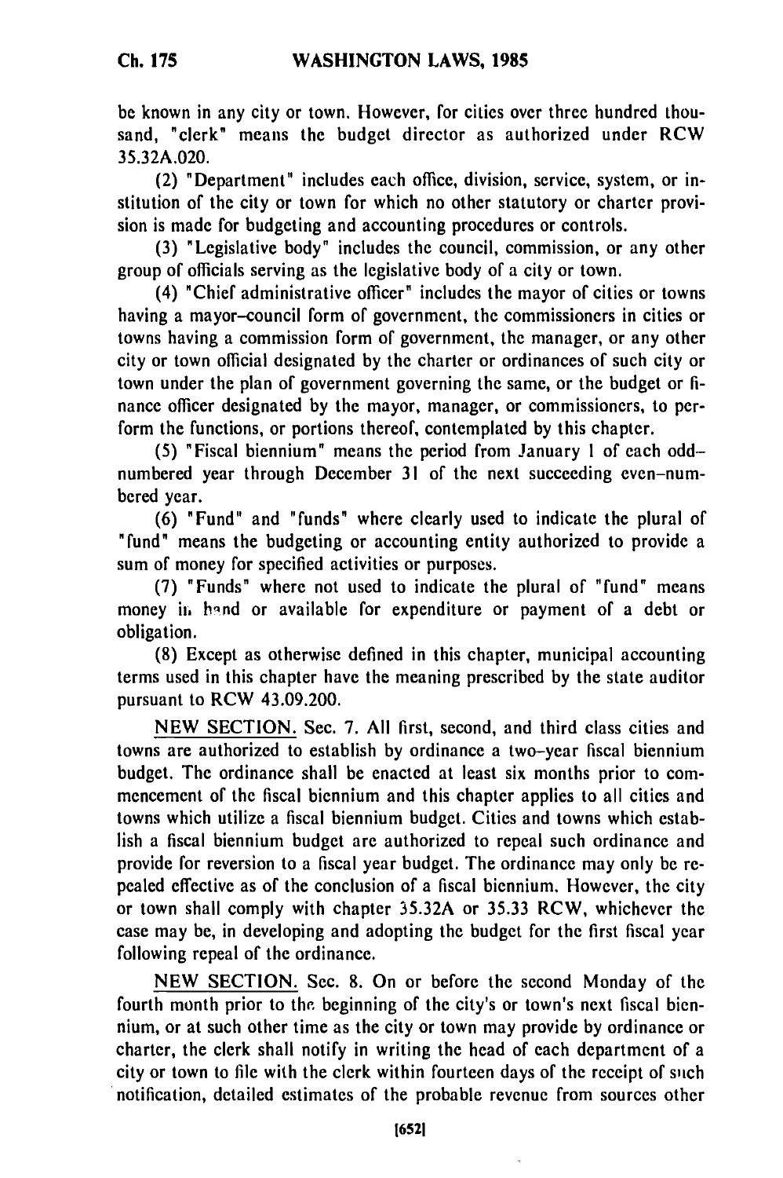be known in any city or town. However, for cities over three hundred thousand, "clerk" means the budget director as authorized under RCW 35.32A.020.

(2) "Department" includes each office, division, service, system, or institution of the city or town for which no other statutory or charter provision is made for budgeting and accounting procedures or controls.

(3) "Legislative body" includes the council, commission, or any other group of officials serving as the legislative body of a city or town.

(4) "Chief administrative officer" includes the mayor of cities or towns having a mayor-council form of government, the commissioners in cities or towns having a commission form of government, the manager, or any other city or town official designated by the charter or ordinances of such city or town under the plan of government governing the same, or the budget or finance officer designated by the mayor, manager, or commissioners, to perform the functions, or portions thereof, contemplated by this chapter.

(5) "Fiscal biennium" means the period from January 1 of each odd-numbered year through December 31 of the next succeeding even-numbered year.

(6) "Fund" and "funds" where clearly used to indicate the plural of "fund" means the budgeting or accounting entity authorized to provide a sum of money for specified activities or purposes.

(7) "Funds" where not used to indicate the plural of "fund" means money in hand or available for expenditure or payment of a debt or obligation.

(8) Except as otherwise defined in this chapter, municipal accounting terms used in this chapter have the meaning prescribed by the state auditor pursuant to RCW 43.09.200.

NEW SECTION. Sec. 7. All first, second, and third class cities and towns are authorized to establish by ordinance a two-year fiscal biennium budget. The ordinance shall be enacted at least six months prior to commencement of the fiscal biennium and this chapter applies to all cities and towns which utilize a fiscal biennium budget. Cities and towns which establish a fiscal biennium budget are authorized to repeal such ordinance and provide for reversion to a fiscal year budget. The ordinance may only be repealed effective as of the conclusion of a fiscal biennium. However, the city or town shall comply with chapter 35.32A or 35.33 RCW, whichever the case may be, in developing and adopting the budget for the first fiscal year following repeal of the ordinance.

NEW SECTION. Sec. 8. On or before the second Monday of the fourth month prior to the beginning of the city's or town's next fiscal biennium, or at such other time as the city or town may provide by ordinance or charter, the clerk shall notify in writing the head of each department of a city or town to file with the clerk within fourteen days of the receipt of such notification, detailed estimates of the probable revenue from sources other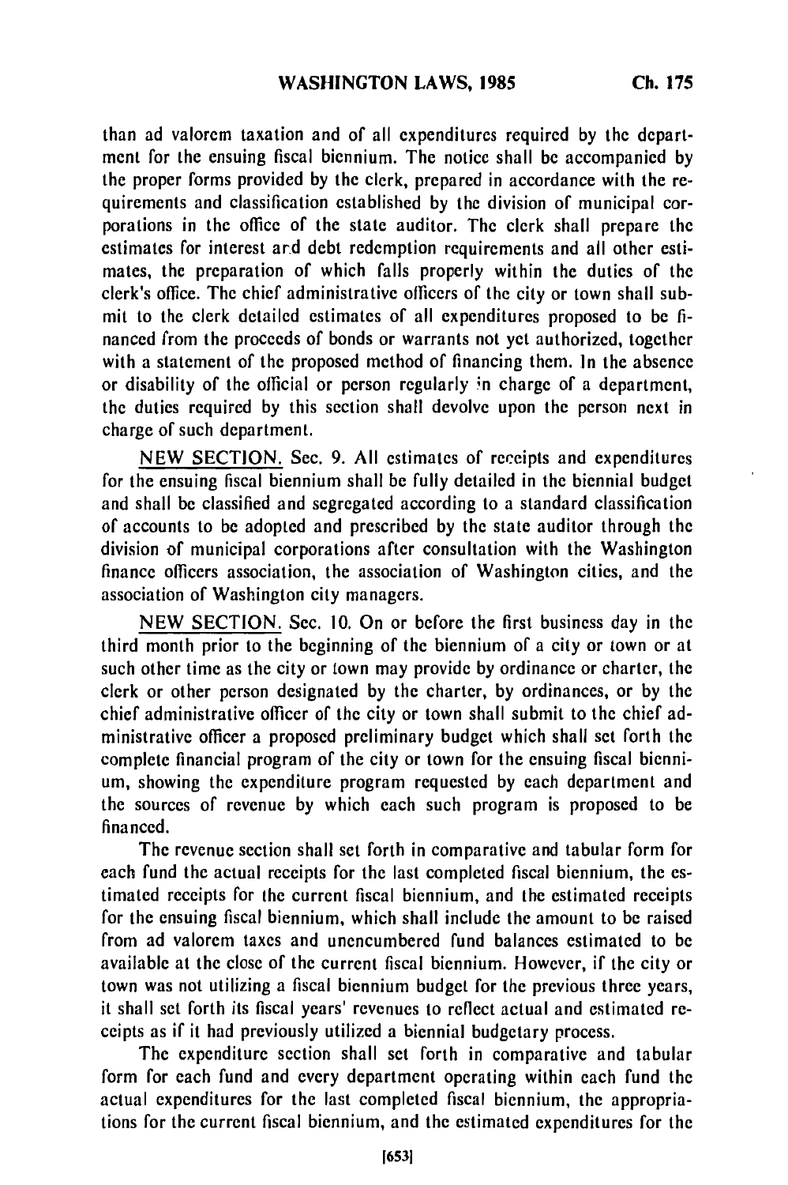than ad valorem taxation and of all expenditures required by the department for the ensuing fiscal biennium. The notice shall be accompanied by the proper forms provided by the clerk, prepared in accordance with the requirements and classification established by the division of municipal corporations in the office of the state auditor. The clerk shall prepare the estimates for interest and debt redemption requirements and all other estimates, the preparation of which falls properly within the duties of the clerk's office. The chief administrative officers of the city or town shall submit to the clerk detailed estimates of all expenditures proposed to be financed from the proceeds of bonds or warrants not yet authorized, together with a statement of the proposed method of financing them. In the absence or disability of the official or person regularly in charge of a department, the duties required by this section shall devolve upon the person next in charge of such department.

NEW SECTION. Sec. 9. All estimates of receipts and expenditures for the ensuing fiscal biennium shall be fully detailed in the biennial budget and shall be classified and segregated according to a standard classification of accounts to be adopted and prescribed by the state auditor through the division of municipal corporations after consultation with the Washington finance officers association, the association of Washington cities, and the association of Washington city managers.

NEW SECTION. Sec. 10. On or before the first business day in the third month prior to the beginning of the biennium of a city or town or at such other time as the city or town may provide by ordinance or charter, the clerk or other person designated by the charter, by ordinances, or by the chief administrative officer of the city or town shall submit to the chief administrative officer a proposed preliminary budget which shall set forth the complete financial program of the city or town for the ensuing fiscal biennium, showing the expenditure program requested by each department and the sources of revenue by which each such program is proposed to be financed.

The revenue section shall set forth in comparative and tabular form for each fund the actual receipts for the last completed fiscal biennium, the estimated receipts for the current fiscal biennium, and the estimated receipts for the ensuing fiscal biennium, which shall include the amount to be raised from ad valorem taxes and unencumbered fund balances estimated to be available at the close of the current fiscal biennium. However, if the city or town was not utilizing a fiscal biennium budget for the previous three years, it shall set forth its fiscal years' revenues to reflect actual and estimated receipts as if it had previously utilized a biennial budgetary process.

The expenditure section shall set forth in comparative and tabular form for each fund and every department operating within each fund the actual expenditures for the last completed fiscal biennium, the appropriations for the current fiscal biennium, and the estimated expenditures for the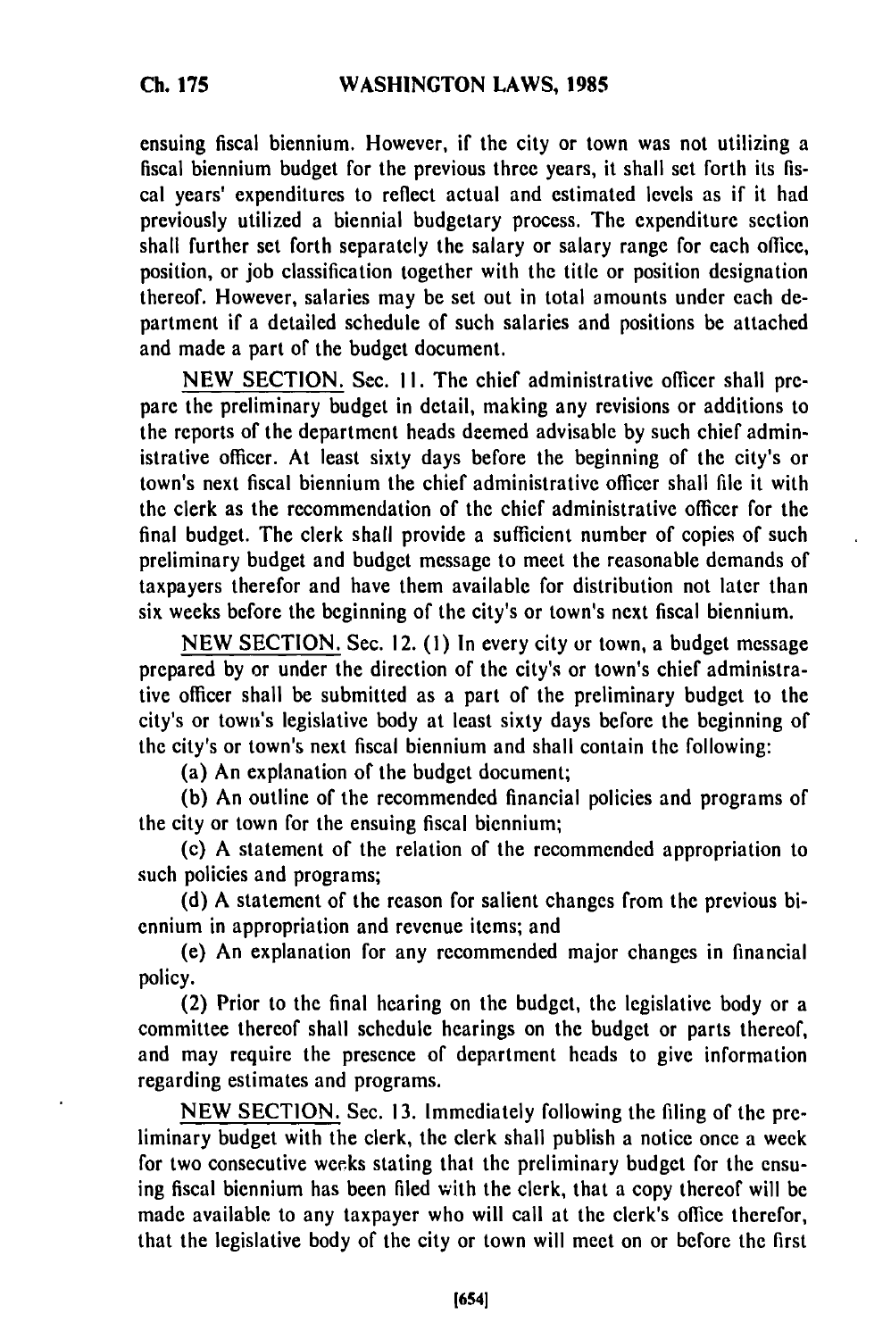ensuing fiscal biennium. However, if the city or town was not utilizing a fiscal biennium budget for the previous three years, it shall set forth its fiscal years' expenditures to reflect actual and estimated levels as if it had previously utilized a biennial budgetary process. The expenditure section shall further set forth separately the salary or salary range for each office, position, or job classification together with the title or position designation thereof. However, salaries may be set out in total amounts under each department if a detailed schedule of such salaries and positions be attached and made a part of the budget document.

NEW SECTION. Sec. 11. The chief administrative officer shall prepare the preliminary budget in detail, making any revisions or additions to the reports of the department heads deemed advisable by such chief administrative officer. At least sixty days before the beginning of the city's or town's next fiscal biennium the chief administrative officer shall file it with the clerk as the recommendation of the chief administrative officer for the final budget. The clerk shall provide a sufficient number of copies of such preliminary budget and budget message to meet the reasonable demands of taxpayers therefor and have them available for distribution not later than six weeks before the beginning of the city's or town's next fiscal biennium.

NEW SECTION. Sec. 12. (1) In every city or town, a budget message prepared by or under the direction of the city's or town's chief administrative officer shall be submitted as a part of the preliminary budget to the city's or town's legislative body at least sixty days before the beginning of the city's or town's next fiscal biennium and shall contain the following:

(a) An explanation of the budget document;

(b) An outline of the recommended financial policies and programs of the city or town for the ensuing fiscal biennium;

(c) A statement of the relation of the recommended appropriation to such policies and programs;

(d) A statement of the reason for salient changes from the previous biennium in appropriation and revenue items; and

(e) An explanation for any recommended major changes in financial policy.

(2) Prior to the final hearing on the budget, the legislative body or a committee thereof shall schedule hearings on the budget or parts thereof, and may require the presence of department heads to give information regarding estimates and programs.

NEW SECTION. Sec. 13. Immediately following the filing of the preliminary budget with the clerk, the clerk shall publish a notice once a week for two consecutive weeks stating that the preliminary budget for the ensuing fiscal biennium has been filed with the clerk, that a copy thereof will be made available to any taxpayer who will call at the clerk's office therefor, that the legislative body of the city or town will meet on or before the first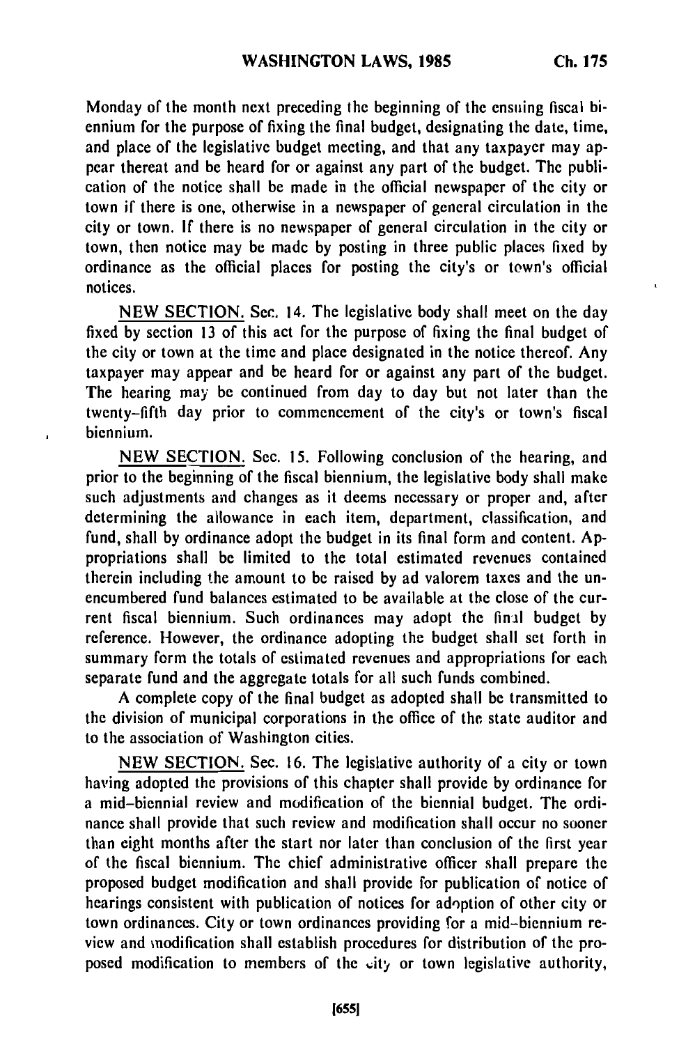Monday of the month next preceding the beginning of the ensuing fiscal biennium for the purpose of fixing the final budget, designating the date, time, and place of the legislative budget meeting, and that any taxpayer may appear thereat and be heard for or against any part of the budget. The publication of the notice shall be made in the official newspaper of the city or town if there is one, otherwise in a newspaper of general circulation in the city or town. If there is no newspaper of general circulation in the city or town, then notice may be made by posting in three public places fixed by ordinance as the official places for posting the city's or town's official notices.

NEW SECTION. Sec. 14. The legislative body shall meet on the day fixed by section 13 of this act for the purpose of fixing the final budget of the city or town at the time and place designated in the notice thereof. Any taxpayer may appear and be heard for or against any part of the budget. The hearing may be continued from day to day but not later than the twenty-fifth day prior to commencement of the city's or town's fiscal biennium.

NEW SECTION. Sec. 15. Following conclusion of the hearing, and prior to the beginning of the fiscal biennium, the legislative body shall make such adjustments and changes as it deems necessary or proper and, after determining the allowance in each item, department, classification, and fund, shall by ordinance adopt the budget in its final form and content. Appropriations shall be limited to the total estimated revenues contained therein including the amount to be raised by ad valorem taxes and the unencumbered fund balances estimated to be available at the close of the current fiscal biennium. Such ordinances may adopt the final budget by reference. However, the ordinance adopting the budget shall set forth in summary form the totals of estimated revenues and appropriations for each separate fund and the aggregate totals for all such funds combined.

A complete copy of the final budget as adopted shall be transmitted to the division of municipal corporations in the office of the state auditor and to the association of Washington cities.

NEW SECTION. Sec. 16. The legislative authority of a city or town having adopted the provisions of this chapter shall provide by ordinance for a mid-biennial review and modification of the biennial budget. The ordinance shall provide that such review and modification shall occur no sooner than eight months after the start nor later than conclusion of the first year of the fiscal biennium. The chief administrative officer shall prepare the proposed budget modification and shall provide for publication of notice of hearings consistent with publication of notices for adoption of other city or town ordinances. City or town ordinances providing for a mid-biennium review and modification shall establish procedures for distribution of the proposed modification to members of the city or town legislative authority,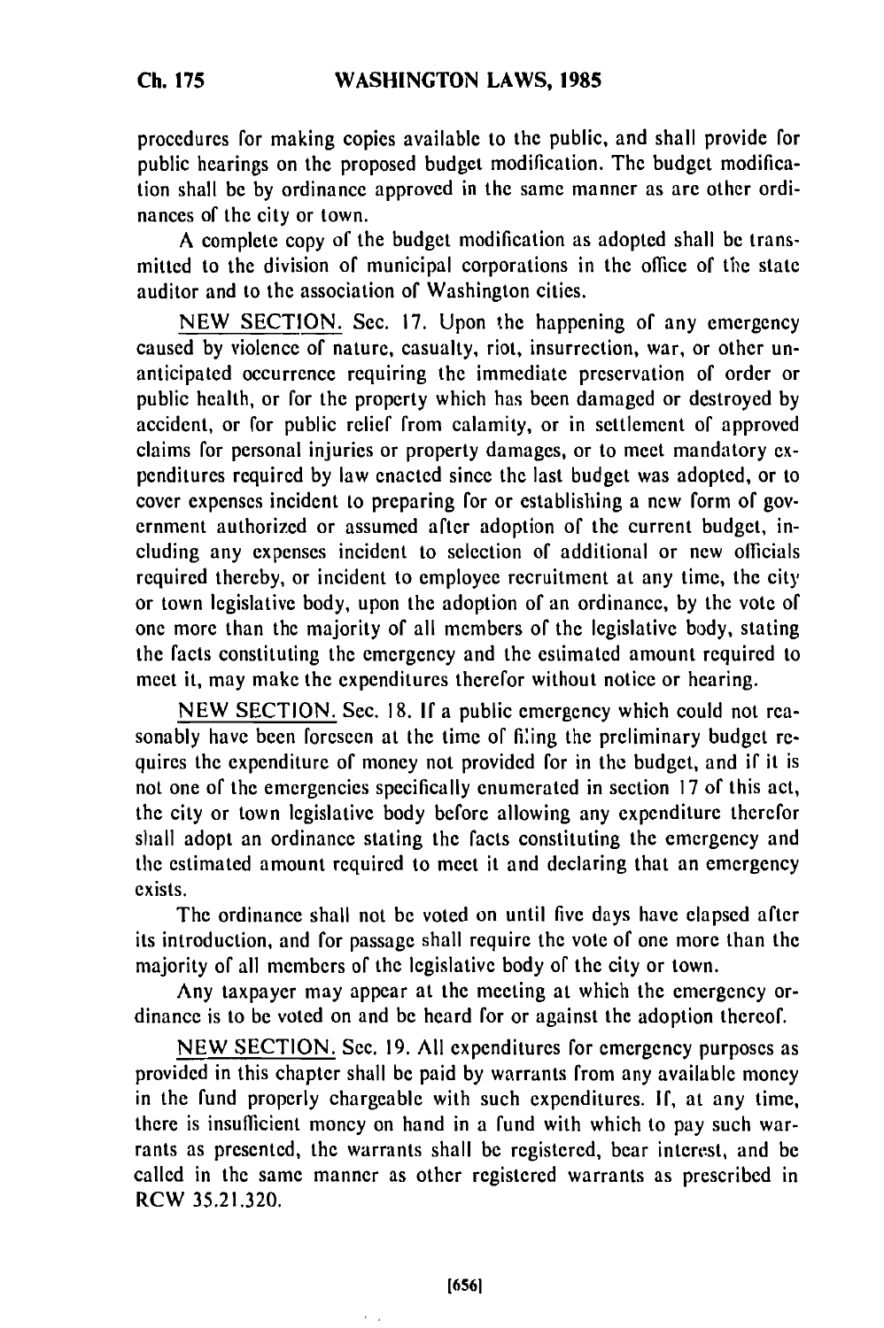procedures for making copies available to the public, and shall provide for public hearings on the proposed budget modification. The budget modification shall be by ordinance approved in the same manner as are other ordinances of the city or town.

A complete copy of the budget modification as adopted shall be transmitted to the division of municipal corporations in the office of the state auditor and to the association of Washington cities.

NEW SECTION. Sec. 17. Upon the happening of any emergency caused by violence of nature, casualty, riot, insurrection, war, or other unanticipated occurrence requiring the immediate preservation of order or public health, or for the property which has been damaged or destroyed by accident, or for public relief from calamity, or in settlement of approved claims for personal injuries or property damages, or to meet mandatory expenditures required by law enacted since the last budget was adopted, or to cover expenses incident to preparing for or establishing a new form of government authorized or assumed after adoption of the current budget, including any expenses incident to selection of additional or new officials required thereby, or incident to employee recruitment at any time, the city or town legislative body, upon the adoption of an ordinance, by the vote of one more than the majority of all members of the legislative body, stating the facts constituting the emergency and the estimated amount required to meet it, may make the expenditures therefor without notice or hearing.

NEW SECTION. Sec. 18. If a public emergency which could not reasonably have been foreseen at the time of filing the preliminary budget requires the expenditure of money not provided for in the budget, and if it is not one of the emergencies specifically enumerated in section 17 of this act, the city or town legislative body before allowing any expenditure therefor shall adopt an ordinance stating the facts constituting the emergency and the estimated amount required to meet it and declaring that an emergency exists.

The ordinance shall not be voted on until five days have elapsed after its introduction, and for passage shall require the vote of one more than the majority of all members of the legislative body of the city or town.

Any taxpayer may appear at the meeting at which the emergency ordinance is to be voted on and be heard for or against the adoption thereof.

NEW SECTION. Sec. 19. All expenditures for emergency purposes as provided in this chapter shall be paid by warrants from any available money in the fund properly chargeable with such expenditures. If, at any time, there is insufficient money on hand in a fund with which to pay such warrants as presented, the warrants shall be registered, bear interest, and be called in the same manner as other registered warrants as prescribed in RCW 35.21.320.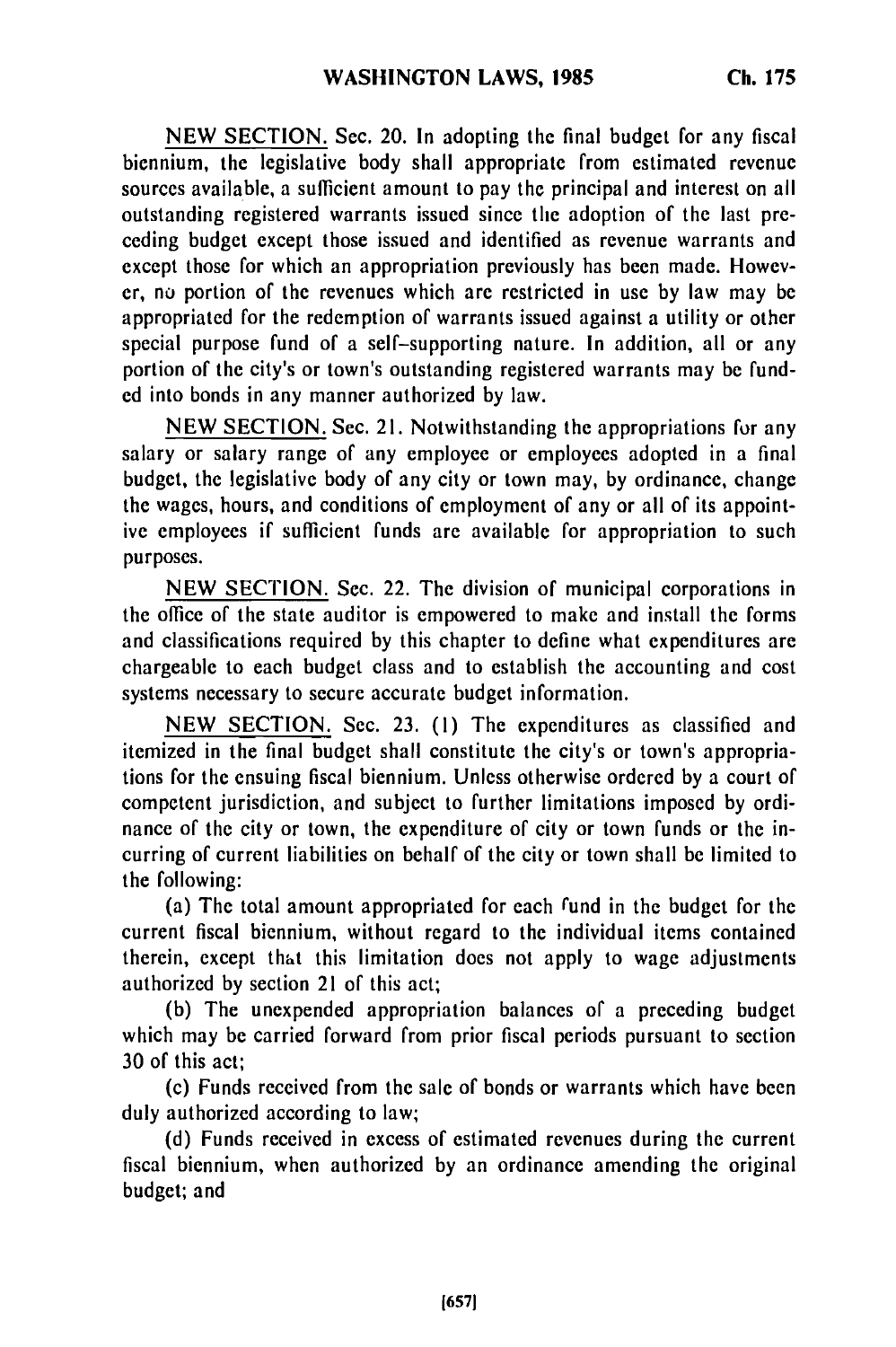NEW SECTION. Sec. 20. In adopting the final budget for any fiscal biennium, the legislative body shall appropriate from estimated revenue sources available, a sufficient amount to pay the principal and interest on all outstanding registered warrants issued since the adoption of the last preceding budget except those issued and identified as revenue warrants and except those for which an appropriation previously has been made. However, no portion of the revenues which are restricted in use by law may be appropriated for the redemption of warrants issued against a utility or other special purpose fund of a self-supporting nature. In addition, all or any portion of the city's or town's outstanding registered warrants may be funded into bonds in any manner authorized by law.

NEW SECTION. Sec. 21. Notwithstanding the appropriations for any salary or salary range of any employee or employees adopted in a final budget, the legislative body of any city or town may, by ordinance, change the wages, hours, and conditions of employment of any or all of its appointive employees if sufficient funds are available for appropriation to such purposes.

NEW SECTION. Sec. 22. The division of municipal corporations in the office of the state auditor is empowered to make and install the forms and classifications required by this chapter to define what expenditures are chargeable to each budget class and to establish the accounting and cost systems necessary to secure accurate budget information.

NEW SECTION. Sec. 23. (1) The expenditures as classified and itemized in the final budget shall constitute the city's or town's appropriations for the ensuing fiscal biennium. Unless otherwise ordered by a court of competent jurisdiction, and subject to further limitations imposed by ordinance of the city or town, the expenditure of city or town funds or the incurring of current liabilities on behalf of the city or town shall be limited to the following:

(a) The total amount appropriated for each fund in the budget for the current fiscal biennium, without regard to the individual items contained therein, except that this limitation does not apply to wage adjustments authorized by section 21 of this act;

(b) The unexpended appropriation balances of a preceding budget which may be carried forward from prior fiscal periods pursuant to section 30 of this act;

(c) Funds received from the sale of bonds or warrants which have been duly authorized according to law;

(d) Funds received in excess of estimated revenues during the current fiscal biennium, when authorized by an ordinance amending the original budget; and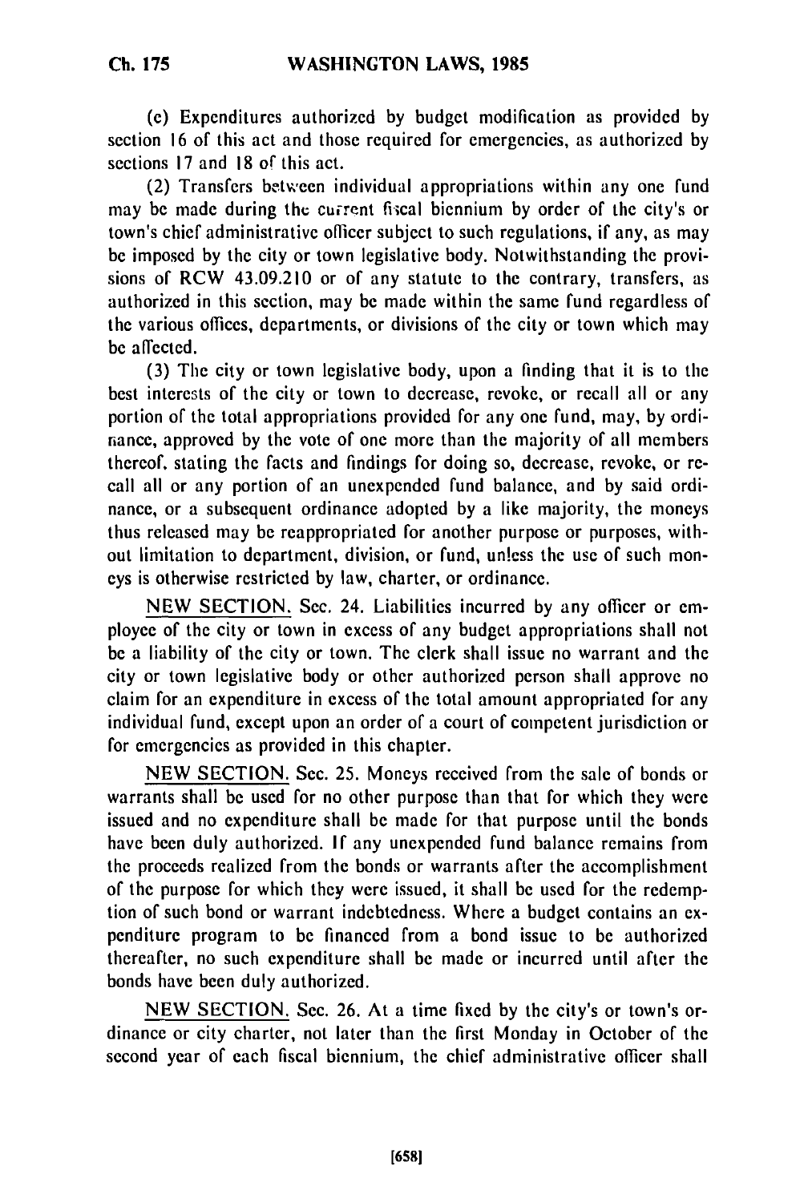(c) Expenditures authorized by budget modification as provided by section 16 of this act and those required for emergencies, as authorized by sections 17 and 18 of this act.

(2) Transfers between individual appropriations within any one fund may be made during the current fiscal biennium by order of the city's or town's chief administrative officer subject to such regulations, if any, as may be imposed by the city or town legislative body. Notwithstanding the provisions of RCW 43.09.210 or of any statute to the contrary, transfers, as authorized in this section, may be made within the same fund regardless of the various offices, departments, or divisions of the city or town which may be affected.

(3) The city or town legislative body, upon a finding that it is to the best interests of the city or town to decrease, revoke, or recall all or any portion of the total appropriations provided for any one fund, may, by ordinance, approved by the vote of one more than the majority of all members thereof, stating the facts and findings for doing so, decrease, revoke, or recall all or any portion of an unexpended fund balance, and by said ordinance, or a subsequent ordinance adopted by a like majority, the moneys thus released may be reappropriated for another purpose or purposes, without limitation to department, division, or fund, unless the use of such moneys is otherwise restricted by law, charter, or ordinance.

NEW SECTION. Sec. 24. Liabilities incurred by any officer or employee of the city or town in excess of any budget appropriations shall not be a liability of the city or town. The clerk shall issue no warrant and the city or town legislative body or other authorized person shall approve no claim for an expenditure in excess of the total amount appropriated for any individual fund, except upon an order of a court of competent jurisdiction or for emergencies as provided in this chapter.

NEW SECTION. Sec. 25. Moneys received from the sale of bonds or warrants shall be used for no other purpose than that for which they were issued and no expenditure shall be made for that purpose until the bonds have been duly authorized. If any unexpended fund balance remains from the proceeds realized from the bonds or warrants after the accomplishment of the purpose for which they were issued, it shall be used for the redemption of such bond or warrant indebtedness. Where a budget contains an expenditure program to be financed from a bond issue to be authorized thereafter, no such expenditure shall be made or incurred until after the bonds have been duly authorized.

NEW SECTION. Sec. 26. At a time fixed by the city's or town's ordinance or city charter, not later than the first Monday in October of the second year of each fiscal biennium, the chief administrative officer shall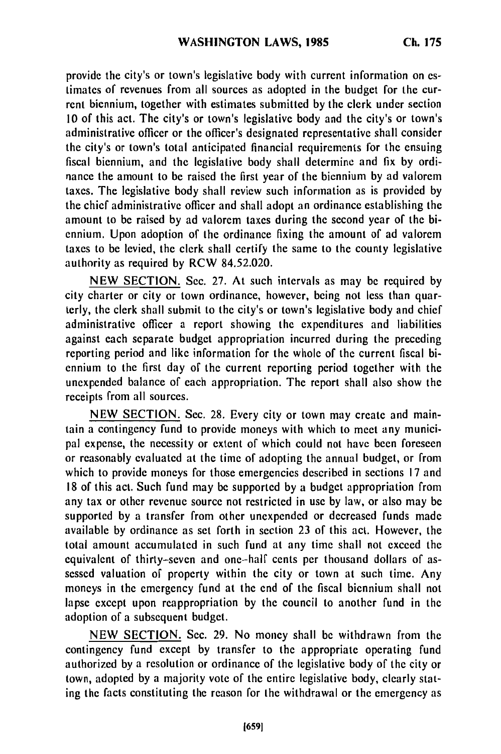provide the city's or town's legislative body with current information on estimates of revenues from all sources as adopted in the budget for the current biennium, together with estimates submitted by the clerk under section 10 of this act. The city's or town's legislative body and the city's or town's administrative officer or the officer's designated representative shall consider the city's or town's total anticipated financial requirements for the ensuing fiscal biennium, and the legislative body shall determine and fix by ordinance the amount to be raised the first year of the biennium by ad valorem taxes. The legislative body shall review such information as is provided by the chief administrative officer and shall adopt an ordinance establishing the amount to be raised by ad valorem taxes during the second year of the biennium. Upon adoption of the ordinance fixing the amount of ad valorem taxes to be levied, the clerk shall certify the same to the county legislative authority as required by RCW 84.52.020.

NEW SECTION. Sec. 27. At such intervals as may be required by city charter or city or town ordinance, however, being not less than quarterly, the clerk shall submit to the city's or town's legislative body and chief administrative officer a report showing the expenditures and liabilities against each separate budget appropriation incurred during the preceding reporting period and like information for the whole of the current fiscal biennium to the first day of the current reporting period together with the unexpended balance of each appropriation. The report shall also show the receipts from all sources.

NEW SECTION. Sec. 28. Every city or town may create and maintain a contingency fund to provide moneys with which to meet any municipal expense, the necessity or extent of which could not have been foreseen or reasonably evaluated at the time of adopting the annual budget, or from which to provide moneys for those emergencies described in sections 17 and 18 of this act. Such fund may be supported by a budget appropriation from any tax or other revenue source not restricted in use by law, or also may be supported by a transfer from other unexpended or decreased funds made available by ordinance as set forth in section 23 of this act. However, the total amount accumulated in such fund at any time shall not exceed the equivalent of thirty-seven and one-half cents per thousand dollars of assessed valuation of property within the city or town at such time. Any moneys in the emergency fund at the end of the fiscal biennium shall not lapse except upon reappropriation by the council to another fund in the adoption of a subsequent budget.

NEW SECTION. Sec. 29. No money shall be withdrawn from the contingency fund except by transfer to the appropriate operating fund authorized by a resolution or ordinance of the legislative body of the city or town, adopted by a majority vote of the entire legislative body, clearly stating the facts constituting the reason for the withdrawal or the emergency as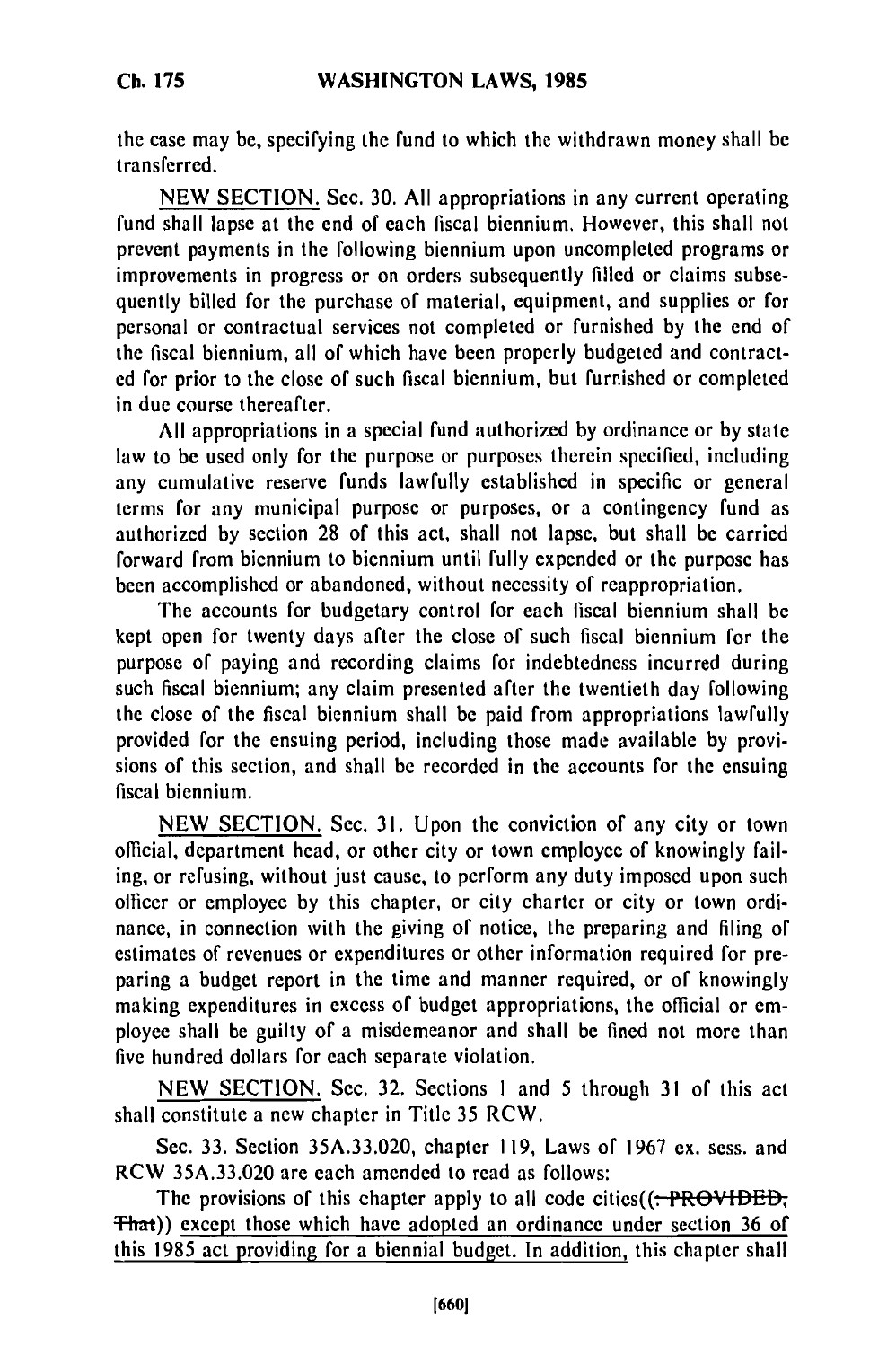the case may be, specifying the fund to which the withdrawn money shall be transferred.

NEW SECTION. Sec. 30. All appropriations in any current operating fund shall lapse at the end of each fiscal biennium. However, this shall not prevent payments in the following biennium upon uncompleted programs or improvements in progress or on orders subsequently filled or claims subsequently billed for the purchase of material, equipment, and supplies or for personal or contractual services not completed or furnished by the end of the fiscal biennium, all of which have been properly budgeted and contracted for prior to the close of such fiscal biennium, but furnished or completed in due course thereafter.

All appropriations in a special fund authorized by ordinance or by state law to be used only for the purpose or purposes therein specified, including any cumulative reserve funds lawfully established in specific or general terms for any municipal purpose or purposes, or a contingency fund as authorized by section 28 of this act, shall not lapse, but shall be carried forward from biennium to biennium until fully expended or the purpose has been accomplished or abandoned, without necessity of reappropriation.

The accounts for budgetary control for each fiscal biennium shall be kept open for twenty days after the close of such fiscal biennium for the purpose of paying and recording claims for indebtedness incurred during such fiscal biennium; any claim presented after the twentieth day following the close of the fiscal biennium shall be paid from appropriations lawfully provided for the ensuing period, including those made available by provisions of this section, and shall be recorded in the accounts for the ensuing fiscal biennium.

NEW SECTION. Sec. 31. Upon the conviction of any city or town official, department head, or other city or town employee of knowingly failing, or refusing, without just cause, to perform any duty imposed upon such officer or employee by this chapter, or city charter or city or town ordinance, in connection with the giving of notice, the preparing and filing of estimates of revenues or expenditures or other information required for preparing a budget report in the time and manner required, or of knowingly making expenditures in excess of budget appropriations, the official or employee shall be guilty of a misdemeanor and shall be fined not more than five hundred dollars for each separate violation.

NEW SECTION. Sec. 32. Sections 1 and 5 through 31 of this act shall constitute a new chapter in Title 35 RCW.

Sec. 33. Section 35A.33.020, chapter 119, Laws of 1967 ex. sess. and RCW 35A.33.020 are each amended to read as follows:

The provisions of this chapter apply to all code cities((~~: PROVIDED, That~~)) <u>except those which have adopted an ordinance under section 36 of this 1985 act providing for a biennial budget. In addition,</u> this chapter shall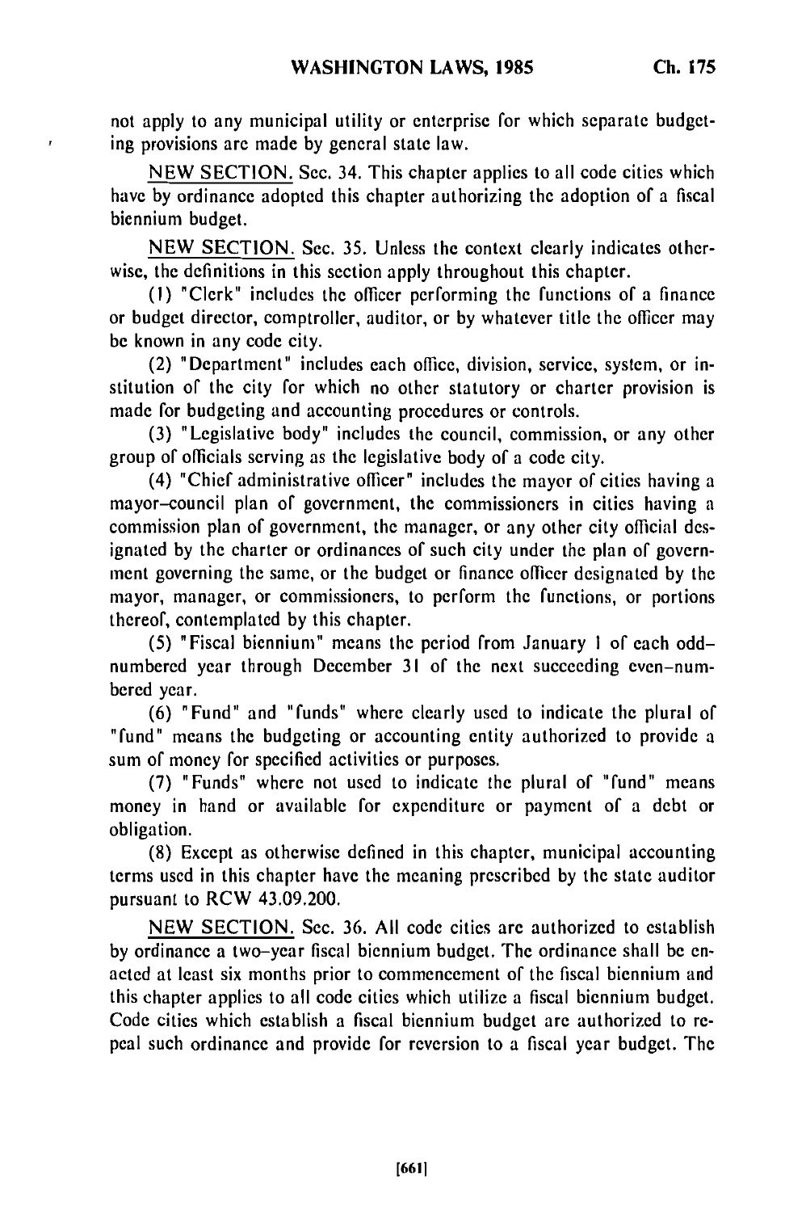not apply to any municipal utility or enterprise for which separate budgeting provisions are made by general state law.

NEW SECTION. Sec. 34. This chapter applies to all code cities which have by ordinance adopted this chapter authorizing the adoption of a fiscal biennium budget.

NEW SECTION. Sec. 35. Unless the context clearly indicates otherwise, the definitions in this section apply throughout this chapter.

(1) "Clerk" includes the officer performing the functions of a finance or budget director, comptroller, auditor, or by whatever title the officer may be known in any code city.

(2) "Department" includes each office, division, service, system, or institution of the city for which no other statutory or charter provision is made for budgeting and accounting procedures or controls.

(3) "Legislative body" includes the council, commission, or any other group of officials serving as the legislative body of a code city.

(4) "Chief administrative officer" includes the mayor of cities having a mayor–council plan of government, the commissioners in cities having a commission plan of government, the manager, or any other city official designated by the charter or ordinances of such city under the plan of government governing the same, or the budget or finance officer designated by the mayor, manager, or commissioners, to perform the functions, or portions thereof, contemplated by this chapter.

(5) "Fiscal biennium" means the period from January 1 of each odd–numbered year through December 31 of the next succeeding even–numbered year.

(6) "Fund" and "funds" where clearly used to indicate the plural of "fund" means the budgeting or accounting entity authorized to provide a sum of money for specified activities or purposes.

(7) "Funds" where not used to indicate the plural of "fund" means money in hand or available for expenditure or payment of a debt or obligation.

(8) Except as otherwise defined in this chapter, municipal accounting terms used in this chapter have the meaning prescribed by the state auditor pursuant to RCW 43.09.200.

NEW SECTION. Sec. 36. All code cities are authorized to establish by ordinance a two–year fiscal biennium budget. The ordinance shall be enacted at least six months prior to commencement of the fiscal biennium and this chapter applies to all code cities which utilize a fiscal biennium budget. Code cities which establish a fiscal biennium budget are authorized to repeal such ordinance and provide for reversion to a fiscal year budget. The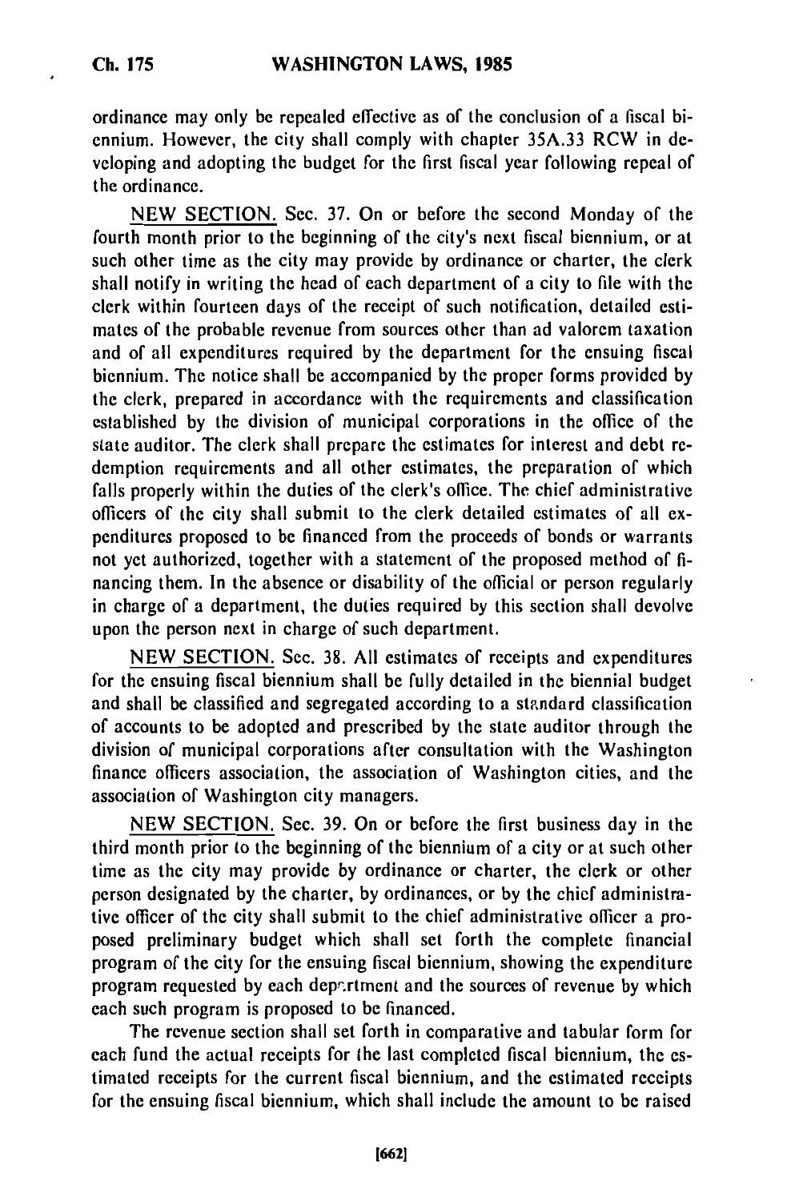ordinance may only be repealed effective as of the conclusion of a fiscal biennium. However, the city shall comply with chapter 35A.33 RCW in developing and adopting the budget for the first fiscal year following repeal of the ordinance.

NEW SECTION. Sec. 37. On or before the second Monday of the fourth month prior to the beginning of the city's next fiscal biennium, or at such other time as the city may provide by ordinance or charter, the clerk shall notify in writing the head of each department of a city to file with the clerk within fourteen days of the receipt of such notification, detailed estimates of the probable revenue from sources other than ad valorem taxation and of all expenditures required by the department for the ensuing fiscal biennium. The notice shall be accompanied by the proper forms provided by the clerk, prepared in accordance with the requirements and classification established by the division of municipal corporations in the office of the state auditor. The clerk shall prepare the estimates for interest and debt redemption requirements and all other estimates, the preparation of which falls properly within the duties of the clerk's office. The chief administrative officers of the city shall submit to the clerk detailed estimates of all expenditures proposed to be financed from the proceeds of bonds or warrants not yet authorized, together with a statement of the proposed method of financing them. In the absence or disability of the official or person regularly in charge of a department, the duties required by this section shall devolve upon the person next in charge of such department.

NEW SECTION. Sec. 38. All estimates of receipts and expenditures for the ensuing fiscal biennium shall be fully detailed in the biennial budget and shall be classified and segregated according to a standard classification of accounts to be adopted and prescribed by the state auditor through the division of municipal corporations after consultation with the Washington finance officers association, the association of Washington cities, and the association of Washington city managers.

NEW SECTION. Sec. 39. On or before the first business day in the third month prior to the beginning of the biennium of a city or at such other time as the city may provide by ordinance or charter, the clerk or other person designated by the charter, by ordinances, or by the chief administrative officer of the city shall submit to the chief administrative officer a proposed preliminary budget which shall set forth the complete financial program of the city for the ensuing fiscal biennium, showing the expenditure program requested by each department and the sources of revenue by which each such program is proposed to be financed.

The revenue section shall set forth in comparative and tabular form for each fund the actual receipts for the last completed fiscal biennium, the estimated receipts for the current fiscal biennium, and the estimated receipts for the ensuing fiscal biennium, which shall include the amount to be raised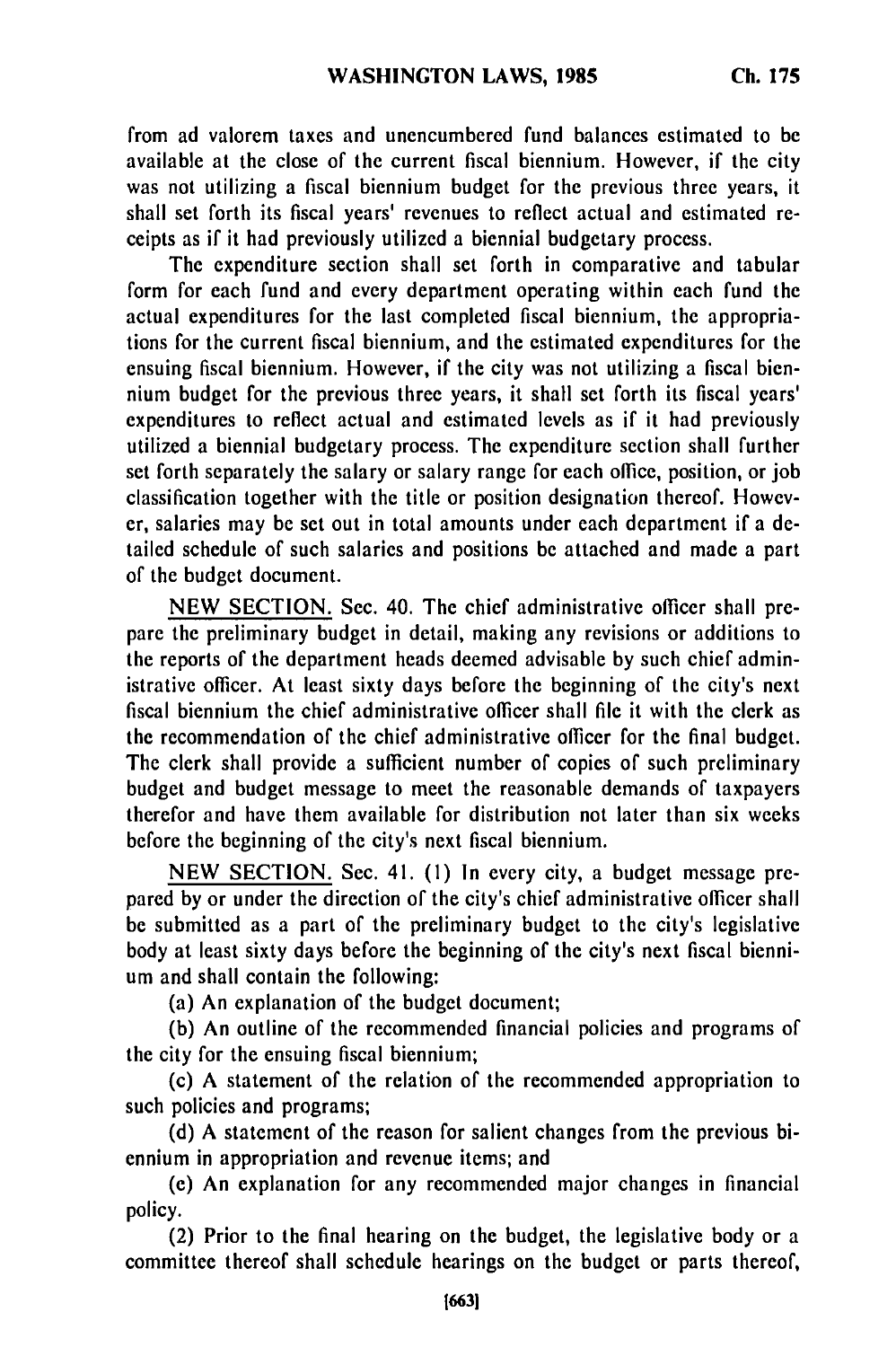from ad valorem taxes and unencumbered fund balances estimated to be available at the close of the current fiscal biennium. However, if the city was not utilizing a fiscal biennium budget for the previous three years, it shall set forth its fiscal years' revenues to reflect actual and estimated receipts as if it had previously utilized a biennial budgetary process.

The expenditure section shall set forth in comparative and tabular form for each fund and every department operating within each fund the actual expenditures for the last completed fiscal biennium, the appropriations for the current fiscal biennium, and the estimated expenditures for the ensuing fiscal biennium. However, if the city was not utilizing a fiscal biennium budget for the previous three years, it shall set forth its fiscal years' expenditures to reflect actual and estimated levels as if it had previously utilized a biennial budgetary process. The expenditure section shall further set forth separately the salary or salary range for each office, position, or job classification together with the title or position designation thereof. However, salaries may be set out in total amounts under each department if a detailed schedule of such salaries and positions be attached and made a part of the budget document.

NEW SECTION. Sec. 40. The chief administrative officer shall prepare the preliminary budget in detail, making any revisions or additions to the reports of the department heads deemed advisable by such chief administrative officer. At least sixty days before the beginning of the city's next fiscal biennium the chief administrative officer shall file it with the clerk as the recommendation of the chief administrative officer for the final budget. The clerk shall provide a sufficient number of copies of such preliminary budget and budget message to meet the reasonable demands of taxpayers therefor and have them available for distribution not later than six weeks before the beginning of the city's next fiscal biennium.

NEW SECTION. Sec. 41. (1) In every city, a budget message prepared by or under the direction of the city's chief administrative officer shall be submitted as a part of the preliminary budget to the city's legislative body at least sixty days before the beginning of the city's next fiscal biennium and shall contain the following:

(a) An explanation of the budget document;

(b) An outline of the recommended financial policies and programs of the city for the ensuing fiscal biennium;

(c) A statement of the relation of the recommended appropriation to such policies and programs;

(d) A statement of the reason for salient changes from the previous biennium in appropriation and revenue items; and

(e) An explanation for any recommended major changes in financial policy.

(2) Prior to the final hearing on the budget, the legislative body or a committee thereof shall schedule hearings on the budget or parts thereof,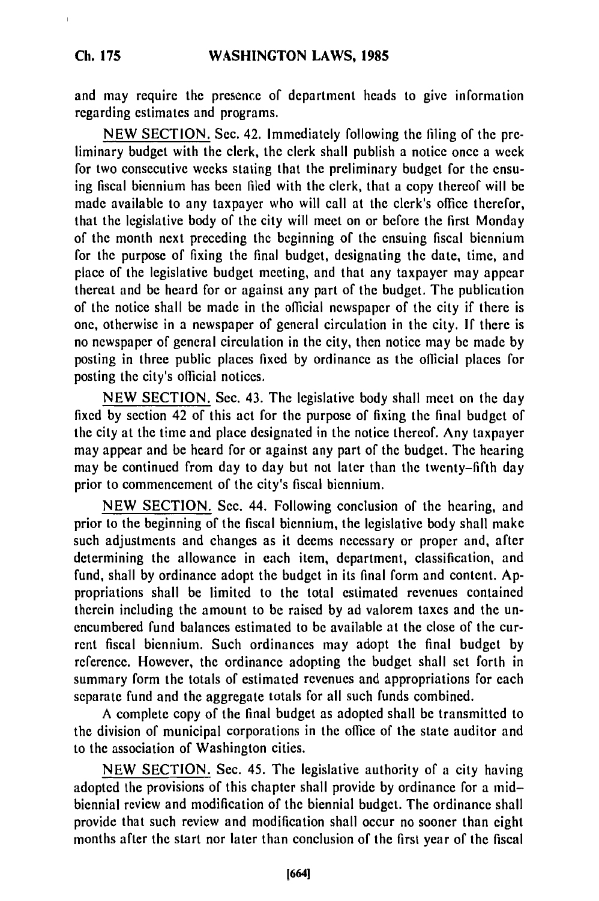and may require the presence of department heads to give information regarding estimates and programs.

NEW SECTION. Sec. 42. Immediately following the filing of the preliminary budget with the clerk, the clerk shall publish a notice once a week for two consecutive weeks stating that the preliminary budget for the ensuing fiscal biennium has been filed with the clerk, that a copy thereof will be made available to any taxpayer who will call at the clerk's office therefor, that the legislative body of the city will meet on or before the first Monday of the month next preceding the beginning of the ensuing fiscal biennium for the purpose of fixing the final budget, designating the date, time, and place of the legislative budget meeting, and that any taxpayer may appear thereat and be heard for or against any part of the budget. The publication of the notice shall be made in the official newspaper of the city if there is one, otherwise in a newspaper of general circulation in the city. If there is no newspaper of general circulation in the city, then notice may be made by posting in three public places fixed by ordinance as the official places for posting the city's official notices.

NEW SECTION. Sec. 43. The legislative body shall meet on the day fixed by section 42 of this act for the purpose of fixing the final budget of the city at the time and place designated in the notice thereof. Any taxpayer may appear and be heard for or against any part of the budget. The hearing may be continued from day to day but not later than the twenty-fifth day prior to commencement of the city's fiscal biennium.

NEW SECTION. Sec. 44. Following conclusion of the hearing, and prior to the beginning of the fiscal biennium, the legislative body shall make such adjustments and changes as it deems necessary or proper and, after determining the allowance in each item, department, classification, and fund, shall by ordinance adopt the budget in its final form and content. Appropriations shall be limited to the total estimated revenues contained therein including the amount to be raised by ad valorem taxes and the unencumbered fund balances estimated to be available at the close of the current fiscal biennium. Such ordinances may adopt the final budget by reference. However, the ordinance adopting the budget shall set forth in summary form the totals of estimated revenues and appropriations for each separate fund and the aggregate totals for all such funds combined.

A complete copy of the final budget as adopted shall be transmitted to the division of municipal corporations in the office of the state auditor and to the association of Washington cities.

NEW SECTION. Sec. 45. The legislative authority of a city having adopted the provisions of this chapter shall provide by ordinance for a mid-biennial review and modification of the biennial budget. The ordinance shall provide that such review and modification shall occur no sooner than eight months after the start nor later than conclusion of the first year of the fiscal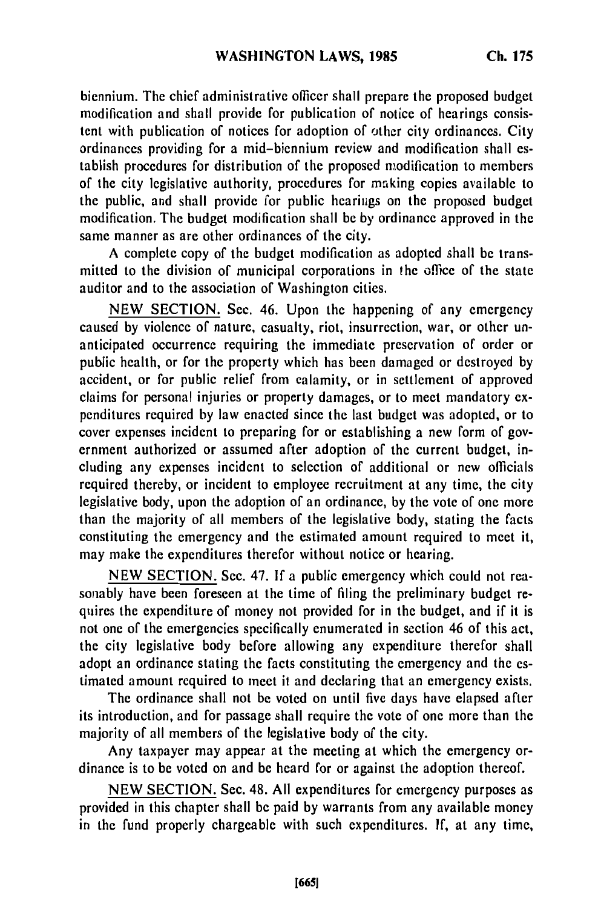biennium. The chief administrative officer shall prepare the proposed budget modification and shall provide for publication of notice of hearings consistent with publication of notices for adoption of other city ordinances. City ordinances providing for a mid-biennium review and modification shall establish procedures for distribution of the proposed modification to members of the city legislative authority, procedures for making copies available to the public, and shall provide for public hearings on the proposed budget modification. The budget modification shall be by ordinance approved in the same manner as are other ordinances of the city.

A complete copy of the budget modification as adopted shall be transmitted to the division of municipal corporations in the office of the state auditor and to the association of Washington cities.

NEW SECTION. Sec. 46. Upon the happening of any emergency caused by violence of nature, casualty, riot, insurrection, war, or other unanticipated occurrence requiring the immediate preservation of order or public health, or for the property which has been damaged or destroyed by accident, or for public relief from calamity, or in settlement of approved claims for personal injuries or property damages, or to meet mandatory expenditures required by law enacted since the last budget was adopted, or to cover expenses incident to preparing for or establishing a new form of government authorized or assumed after adoption of the current budget, including any expenses incident to selection of additional or new officials required thereby, or incident to employee recruitment at any time, the city legislative body, upon the adoption of an ordinance, by the vote of one more than the majority of all members of the legislative body, stating the facts constituting the emergency and the estimated amount required to meet it, may make the expenditures therefor without notice or hearing.

NEW SECTION. Sec. 47. If a public emergency which could not reasonably have been foreseen at the time of filing the preliminary budget requires the expenditure of money not provided for in the budget, and if it is not one of the emergencies specifically enumerated in section 46 of this act, the city legislative body before allowing any expenditure therefor shall adopt an ordinance stating the facts constituting the emergency and the estimated amount required to meet it and declaring that an emergency exists.

The ordinance shall not be voted on until five days have elapsed after its introduction, and for passage shall require the vote of one more than the majority of all members of the legislative body of the city.

Any taxpayer may appear at the meeting at which the emergency ordinance is to be voted on and be heard for or against the adoption thereof.

NEW SECTION. Sec. 48. All expenditures for emergency purposes as provided in this chapter shall be paid by warrants from any available money in the fund properly chargeable with such expenditures. If, at any time,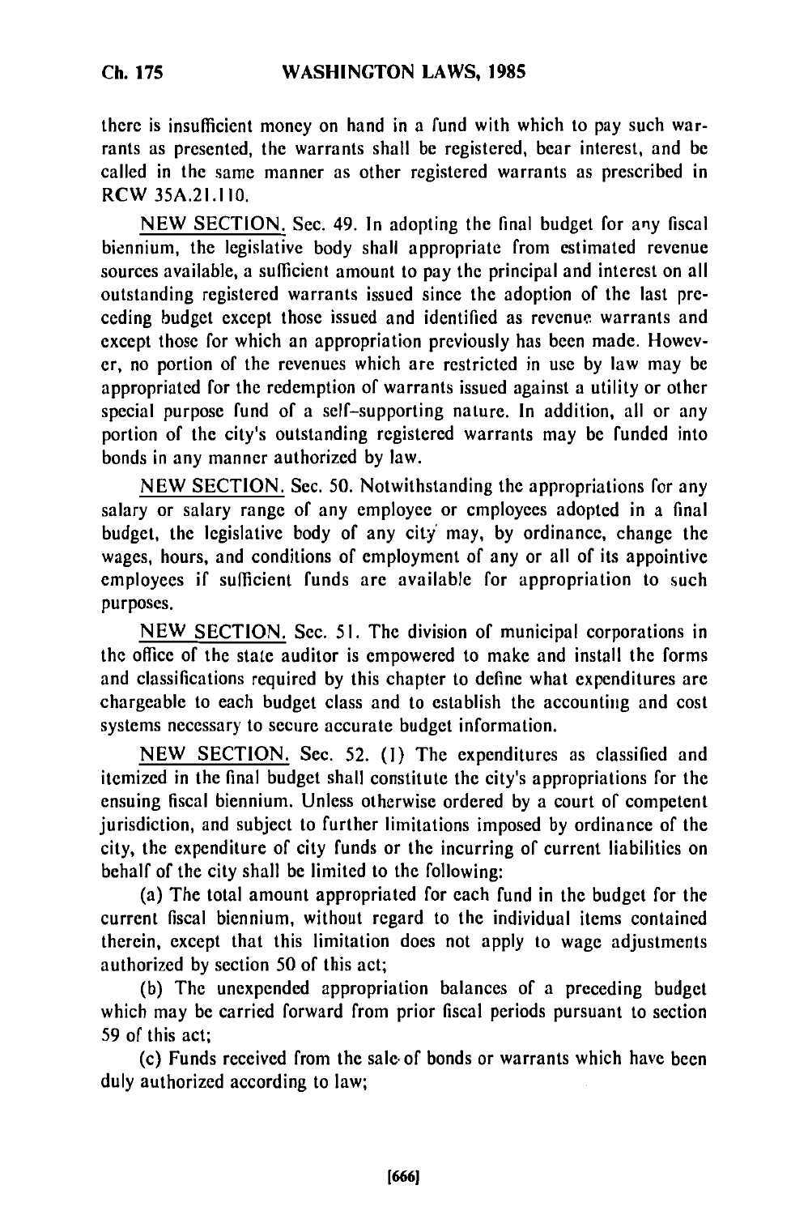there is insufficient money on hand in a fund with which to pay such warrants as presented, the warrants shall be registered, bear interest, and be called in the same manner as other registered warrants as prescribed in RCW 35A.21.110.

NEW SECTION. Sec. 49. In adopting the final budget for any fiscal biennium, the legislative body shall appropriate from estimated revenue sources available, a sufficient amount to pay the principal and interest on all outstanding registered warrants issued since the adoption of the last preceding budget except those issued and identified as revenue warrants and except those for which an appropriation previously has been made. However, no portion of the revenues which are restricted in use by law may be appropriated for the redemption of warrants issued against a utility or other special purpose fund of a self-supporting nature. In addition, all or any portion of the city's outstanding registered warrants may be funded into bonds in any manner authorized by law.

NEW SECTION. Sec. 50. Notwithstanding the appropriations for any salary or salary range of any employee or employees adopted in a final budget, the legislative body of any city may, by ordinance, change the wages, hours, and conditions of employment of any or all of its appointive employees if sufficient funds are available for appropriation to such purposes.

NEW SECTION. Sec. 51. The division of municipal corporations in the office of the state auditor is empowered to make and install the forms and classifications required by this chapter to define what expenditures are chargeable to each budget class and to establish the accounting and cost systems necessary to secure accurate budget information.

NEW SECTION. Sec. 52. (1) The expenditures as classified and itemized in the final budget shall constitute the city's appropriations for the ensuing fiscal biennium. Unless otherwise ordered by a court of competent jurisdiction, and subject to further limitations imposed by ordinance of the city, the expenditure of city funds or the incurring of current liabilities on behalf of the city shall be limited to the following:

(a) The total amount appropriated for each fund in the budget for the current fiscal biennium, without regard to the individual items contained therein, except that this limitation does not apply to wage adjustments authorized by section 50 of this act;

(b) The unexpended appropriation balances of a preceding budget which may be carried forward from prior fiscal periods pursuant to section 59 of this act;

(c) Funds received from the sale of bonds or warrants which have been duly authorized according to law;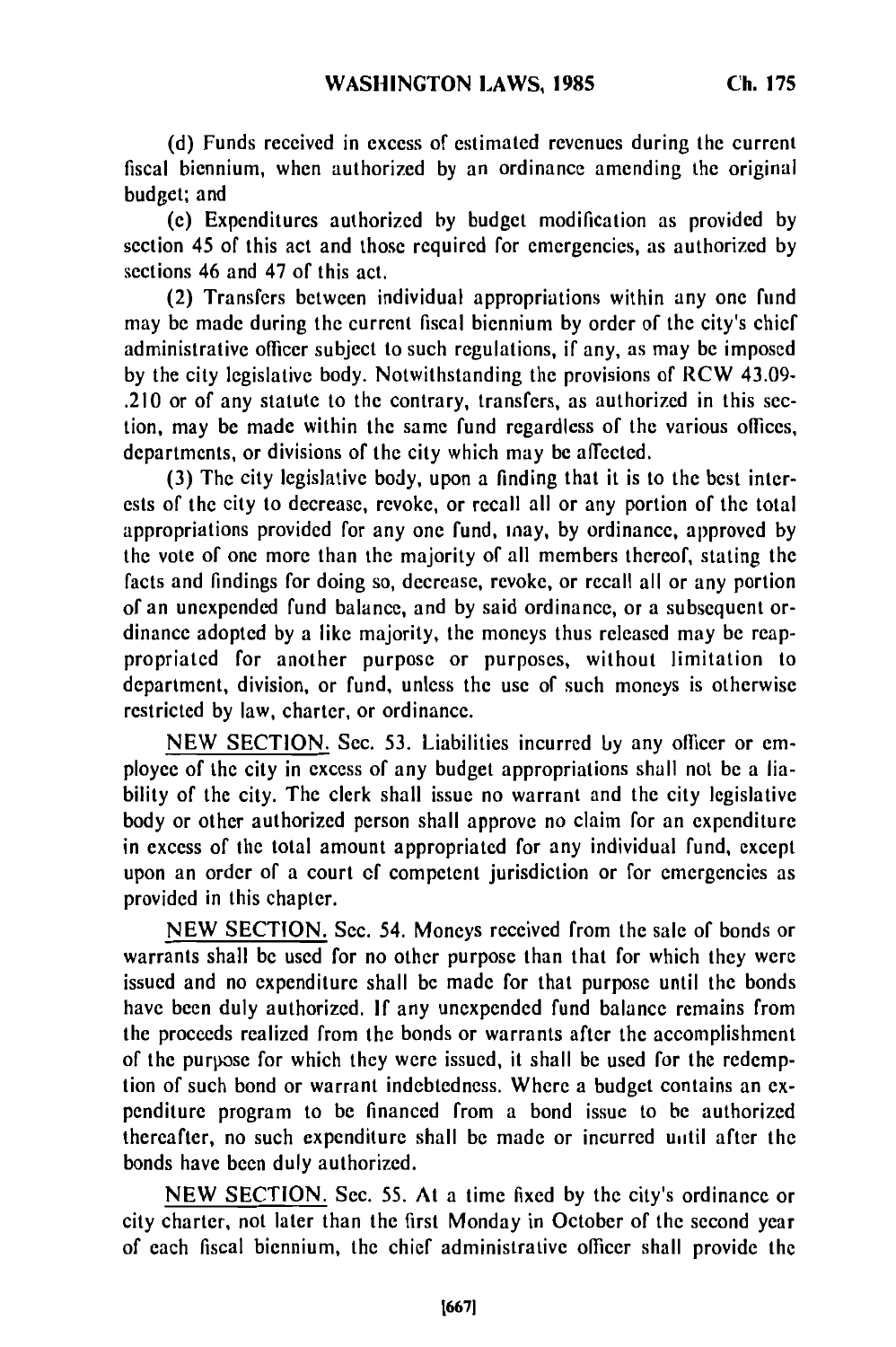(d) Funds received in excess of estimated revenues during the current fiscal biennium, when authorized by an ordinance amending the original budget; and

(e) Expenditures authorized by budget modification as provided by section 45 of this act and those required for emergencies, as authorized by sections 46 and 47 of this act.

(2) Transfers between individual appropriations within any one fund may be made during the current fiscal biennium by order of the city's chief administrative officer subject to such regulations, if any, as may be imposed by the city legislative body. Notwithstanding the provisions of RCW 43.09-.210 or of any statute to the contrary, transfers, as authorized in this section, may be made within the same fund regardless of the various offices, departments, or divisions of the city which may be affected.

(3) The city legislative body, upon a finding that it is to the best interests of the city to decrease, revoke, or recall all or any portion of the total appropriations provided for any one fund, may, by ordinance, approved by the vote of one more than the majority of all members thereof, stating the facts and findings for doing so, decrease, revoke, or recall all or any portion of an unexpended fund balance, and by said ordinance, or a subsequent ordinance adopted by a like majority, the moneys thus released may be reappropriated for another purpose or purposes, without limitation to department, division, or fund, unless the use of such moneys is otherwise restricted by law, charter, or ordinance.

NEW SECTION. Sec. 53. Liabilities incurred by any officer or employee of the city in excess of any budget appropriations shall not be a liability of the city. The clerk shall issue no warrant and the city legislative body or other authorized person shall approve no claim for an expenditure in excess of the total amount appropriated for any individual fund, except upon an order of a court of competent jurisdiction or for emergencies as provided in this chapter.

NEW SECTION. Sec. 54. Moneys received from the sale of bonds or warrants shall be used for no other purpose than that for which they were issued and no expenditure shall be made for that purpose until the bonds have been duly authorized. If any unexpended fund balance remains from the proceeds realized from the bonds or warrants after the accomplishment of the purpose for which they were issued, it shall be used for the redemption of such bond or warrant indebtedness. Where a budget contains an expenditure program to be financed from a bond issue to be authorized thereafter, no such expenditure shall be made or incurred until after the bonds have been duly authorized.

NEW SECTION. Sec. 55. At a time fixed by the city's ordinance or city charter, not later than the first Monday in October of the second year of each fiscal biennium, the chief administrative officer shall provide the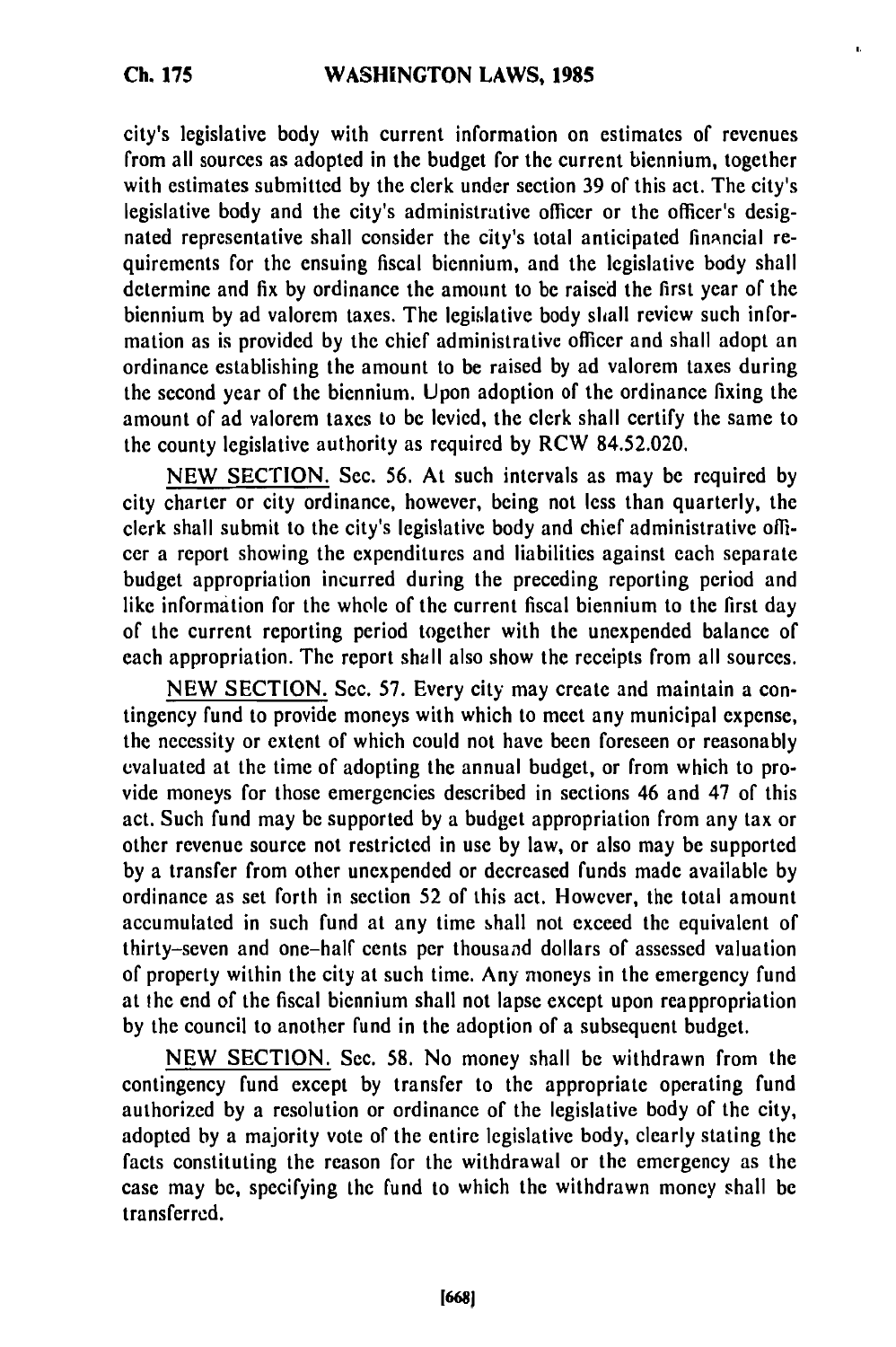city's legislative body with current information on estimates of revenues from all sources as adopted in the budget for the current biennium, together with estimates submitted by the clerk under section 39 of this act. The city's legislative body and the city's administrative officer or the officer's designated representative shall consider the city's total anticipated financial requirements for the ensuing fiscal biennium, and the legislative body shall determine and fix by ordinance the amount to be raised the first year of the biennium by ad valorem taxes. The legislative body shall review such information as is provided by the chief administrative officer and shall adopt an ordinance establishing the amount to be raised by ad valorem taxes during the second year of the biennium. Upon adoption of the ordinance fixing the amount of ad valorem taxes to be levied, the clerk shall certify the same to the county legislative authority as required by RCW 84.52.020.

NEW SECTION. Sec. 56. At such intervals as may be required by city charter or city ordinance, however, being not less than quarterly, the clerk shall submit to the city's legislative body and chief administrative officer a report showing the expenditures and liabilities against each separate budget appropriation incurred during the preceding reporting period and like information for the whole of the current fiscal biennium to the first day of the current reporting period together with the unexpended balance of each appropriation. The report shall also show the receipts from all sources.

NEW SECTION. Sec. 57. Every city may create and maintain a contingency fund to provide moneys with which to meet any municipal expense, the necessity or extent of which could not have been foreseen or reasonably evaluated at the time of adopting the annual budget, or from which to provide moneys for those emergencies described in sections 46 and 47 of this act. Such fund may be supported by a budget appropriation from any tax or other revenue source not restricted in use by law, or also may be supported by a transfer from other unexpended or decreased funds made available by ordinance as set forth in section 52 of this act. However, the total amount accumulated in such fund at any time shall not exceed the equivalent of thirty-seven and one-half cents per thousand dollars of assessed valuation of property within the city at such time. Any moneys in the emergency fund at the end of the fiscal biennium shall not lapse except upon reappropriation by the council to another fund in the adoption of a subsequent budget.

NEW SECTION. Sec. 58. No money shall be withdrawn from the contingency fund except by transfer to the appropriate operating fund authorized by a resolution or ordinance of the legislative body of the city, adopted by a majority vote of the entire legislative body, clearly stating the facts constituting the reason for the withdrawal or the emergency as the case may be, specifying the fund to which the withdrawn money shall be transferred.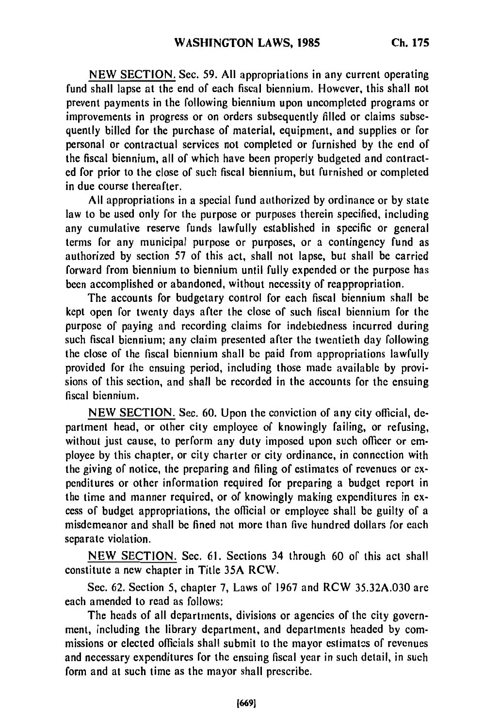NEW SECTION. Sec. 59. All appropriations in any current operating fund shall lapse at the end of each fiscal biennium. However, this shall not prevent payments in the following biennium upon uncompleted programs or improvements in progress or on orders subsequently filled or claims subsequently billed for the purchase of material, equipment, and supplies or for personal or contractual services not completed or furnished by the end of the fiscal biennium, all of which have been properly budgeted and contracted for prior to the close of such fiscal biennium, but furnished or completed in due course thereafter.

All appropriations in a special fund authorized by ordinance or by state law to be used only for the purpose or purposes therein specified, including any cumulative reserve funds lawfully established in specific or general terms for any municipal purpose or purposes, or a contingency fund as authorized by section 57 of this act, shall not lapse, but shall be carried forward from biennium to biennium until fully expended or the purpose has been accomplished or abandoned, without necessity of reappropriation.

The accounts for budgetary control for each fiscal biennium shall be kept open for twenty days after the close of such fiscal biennium for the purpose of paying and recording claims for indebtedness incurred during such fiscal biennium; any claim presented after the twentieth day following the close of the fiscal biennium shall be paid from appropriations lawfully provided for the ensuing period, including those made available by provisions of this section, and shall be recorded in the accounts for the ensuing fiscal biennium.

NEW SECTION. Sec. 60. Upon the conviction of any city official, department head, or other city employee of knowingly failing, or refusing, without just cause, to perform any duty imposed upon such officer or employee by this chapter, or city charter or city ordinance, in connection with the giving of notice, the preparing and filing of estimates of revenues or expenditures or other information required for preparing a budget report in the time and manner required, or of knowingly making expenditures in excess of budget appropriations, the official or employee shall be guilty of a misdemeanor and shall be fined not more than five hundred dollars for each separate violation.

NEW SECTION. Sec. 61. Sections 34 through 60 of this act shall constitute a new chapter in Title 35A RCW.

Sec. 62. Section 5, chapter 7, Laws of 1967 and RCW 35.32A.030 are each amended to read as follows:

The heads of all departments, divisions or agencies of the city government, including the library department, and departments headed by commissions or elected officials shall submit to the mayor estimates of revenues and necessary expenditures for the ensuing fiscal year in such detail, in such form and at such time as the mayor shall prescribe.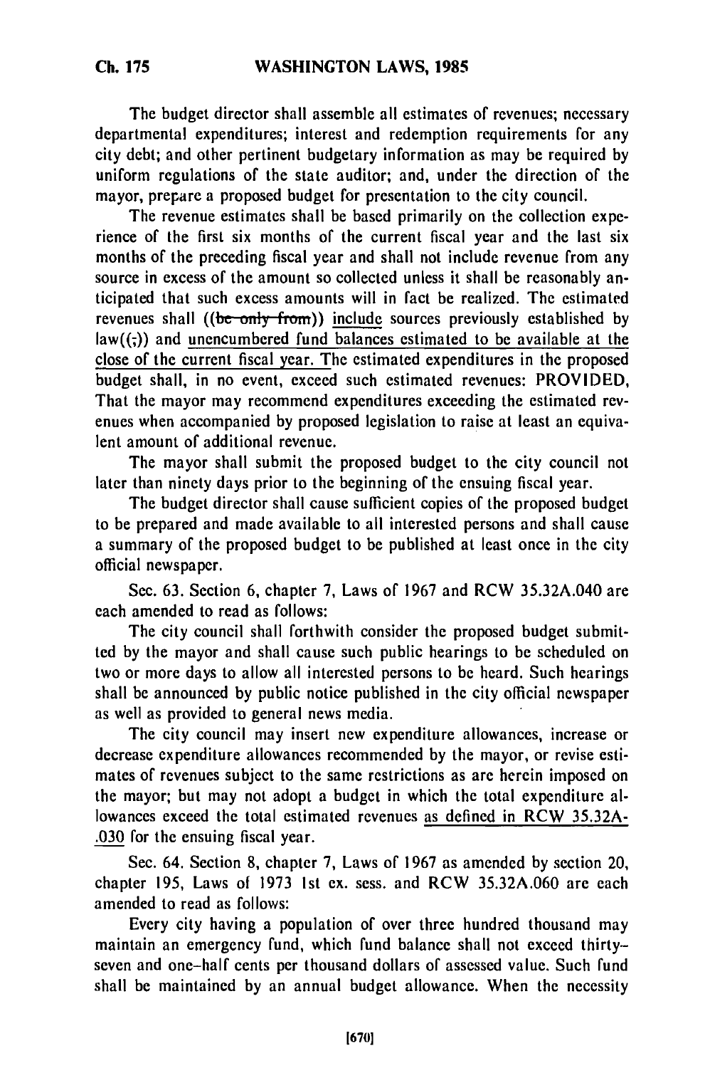The budget director shall assemble all estimates of revenues; necessary departmental expenditures; interest and redemption requirements for any city debt; and other pertinent budgetary information as may be required by uniform regulations of the state auditor; and, under the direction of the mayor, prepare a proposed budget for presentation to the city council.

The revenue estimates shall be based primarily on the collection experience of the first six months of the current fiscal year and the last six months of the preceding fiscal year and shall not include revenue from any source in excess of the amount so collected unless it shall be reasonably anticipated that such excess amounts will in fact be realized. The estimated revenues shall ((~~be only from~~)) include sources previously established by law((;)) and unencumbered fund balances estimated to be available at the close of the current fiscal year. The estimated expenditures in the proposed budget shall, in no event, exceed such estimated revenues: PROVIDED, That the mayor may recommend expenditures exceeding the estimated revenues when accompanied by proposed legislation to raise at least an equivalent amount of additional revenue.

The mayor shall submit the proposed budget to the city council not later than ninety days prior to the beginning of the ensuing fiscal year.

The budget director shall cause sufficient copies of the proposed budget to be prepared and made available to all interested persons and shall cause a summary of the proposed budget to be published at least once in the city official newspaper.

Sec. 63. Section 6, chapter 7, Laws of 1967 and RCW 35.32A.040 are each amended to read as follows:

The city council shall forthwith consider the proposed budget submitted by the mayor and shall cause such public hearings to be scheduled on two or more days to allow all interested persons to be heard. Such hearings shall be announced by public notice published in the city official newspaper as well as provided to general news media.

The city council may insert new expenditure allowances, increase or decrease expenditure allowances recommended by the mayor, or revise estimates of revenues subject to the same restrictions as are herein imposed on the mayor; but may not adopt a budget in which the total expenditure allowances exceed the total estimated revenues as defined in RCW 35.32A.030 for the ensuing fiscal year.

Sec. 64. Section 8, chapter 7, Laws of 1967 as amended by section 20, chapter 195, Laws of 1973 1st ex. sess. and RCW 35.32A.060 are each amended to read as follows:

Every city having a population of over three hundred thousand may maintain an emergency fund, which fund balance shall not exceed thirty-seven and one-half cents per thousand dollars of assessed value. Such fund shall be maintained by an annual budget allowance. When the necessity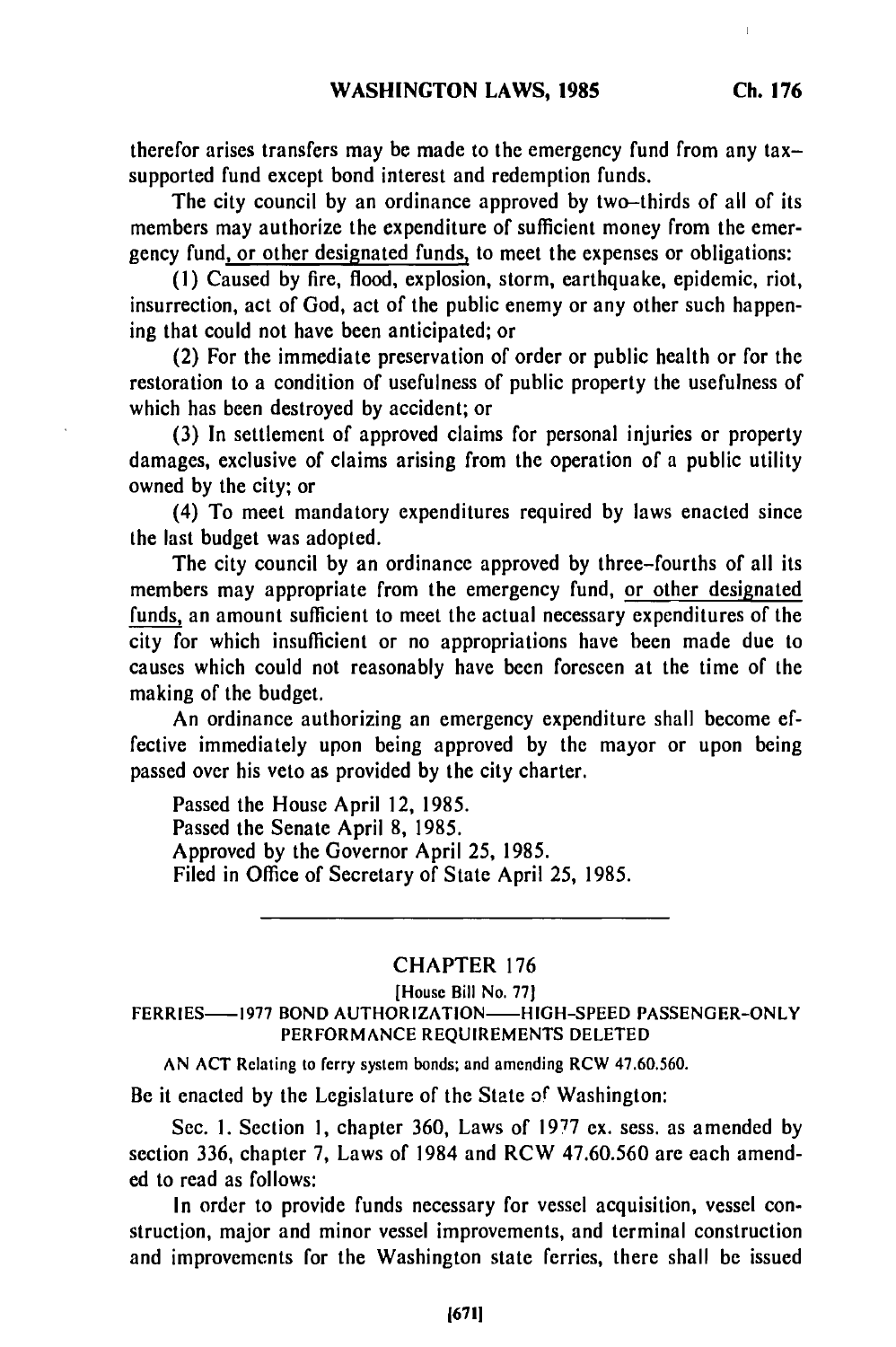therefor arises transfers may be made to the emergency fund from any tax-supported fund except bond interest and redemption funds.

The city council by an ordinance approved by two-thirds of all of its members may authorize the expenditure of sufficient money from the emergency fund, or other designated funds, to meet the expenses or obligations:

(1) Caused by fire, flood, explosion, storm, earthquake, epidemic, riot, insurrection, act of God, act of the public enemy or any other such happening that could not have been anticipated; or

(2) For the immediate preservation of order or public health or for the restoration to a condition of usefulness of public property the usefulness of which has been destroyed by accident; or

(3) In settlement of approved claims for personal injuries or property damages, exclusive of claims arising from the operation of a public utility owned by the city; or

(4) To meet mandatory expenditures required by laws enacted since the last budget was adopted.

The city council by an ordinance approved by three-fourths of all its members may appropriate from the emergency fund, or other designated funds, an amount sufficient to meet the actual necessary expenditures of the city for which insufficient or no appropriations have been made due to causes which could not reasonably have been foreseen at the time of the making of the budget.

An ordinance authorizing an emergency expenditure shall become effective immediately upon being approved by the mayor or upon being passed over his veto as provided by the city charter.

Passed the House April 12, 1985.
Passed the Senate April 8, 1985.
Approved by the Governor April 25, 1985.
Filed in Office of Secretary of State April 25, 1985.

---

## CHAPTER 176

[House Bill No. 77]

FERRIES——1977 BOND AUTHORIZATION——HIGH-SPEED PASSENGER-ONLY PERFORMANCE REQUIREMENTS DELETED

AN ACT Relating to ferry system bonds; and amending RCW 47.60.560.

Be it enacted by the Legislature of the State of Washington:

Sec. 1. Section 1, chapter 360, Laws of 1977 ex. sess. as amended by section 336, chapter 7, Laws of 1984 and RCW 47.60.560 are each amended to read as follows:

In order to provide funds necessary for vessel acquisition, vessel construction, major and minor vessel improvements, and terminal construction and improvements for the Washington state ferries, there shall be issued